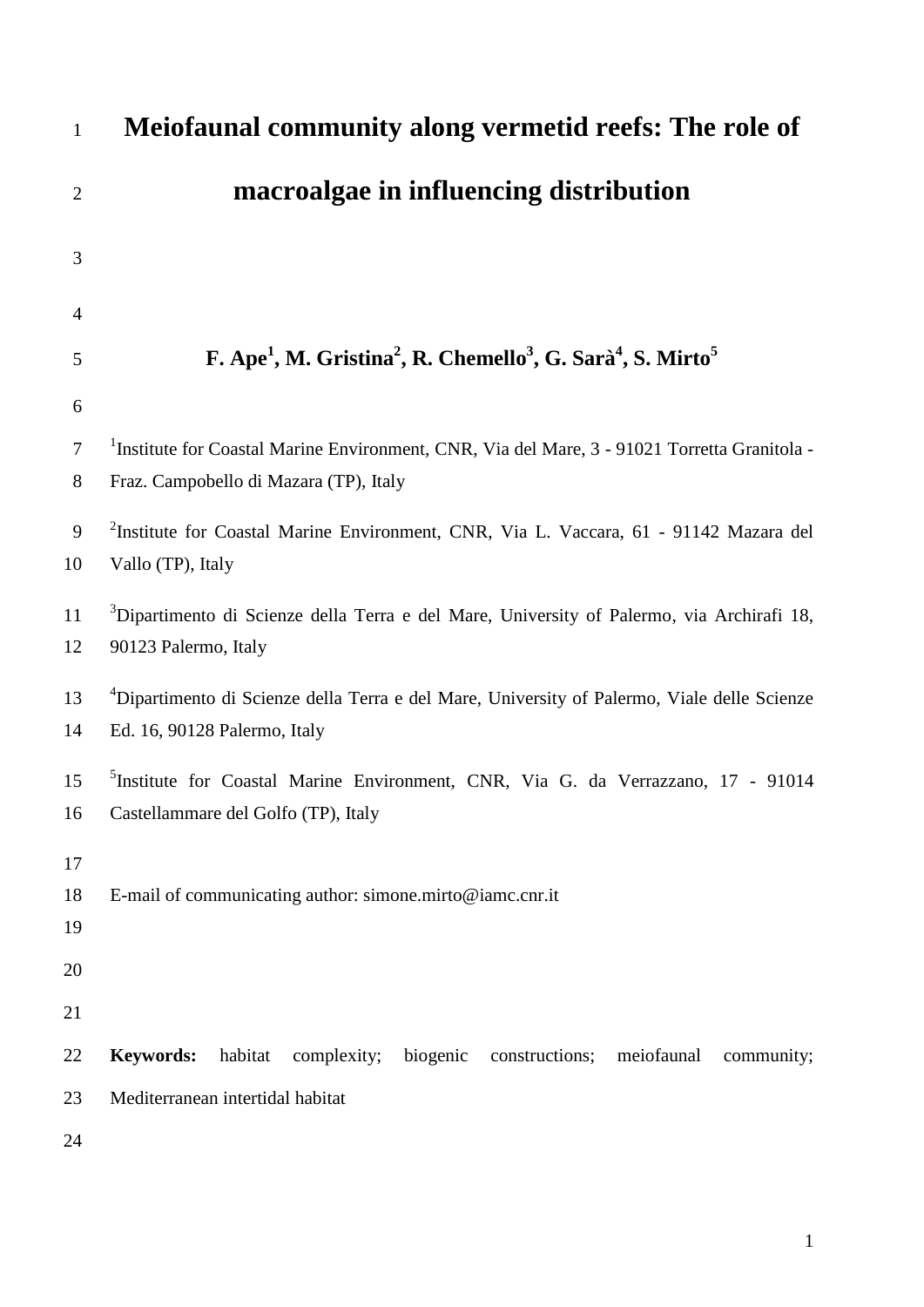# Meiofaunal community along vermetid reefs: The role of macroalgae in influencing distribution

**F. Ape[1], M. Gristina[2], R. Chemello[3], G. Sarà[4], S. Mirto[5]**

[1]Institute for Coastal Marine Environment, CNR, Via del Mare, 3 - 91021 Torretta Granitola - Fraz. Campobello di Mazara (TP), Italy

[2]Institute for Coastal Marine Environment, CNR, Via L. Vaccara, 61 - 91142 Mazara del Vallo (TP), Italy

[3]Dipartimento di Scienze della Terra e del Mare, University of Palermo, via Archirafi 18, 90123 Palermo, Italy

[4]Dipartimento di Scienze della Terra e del Mare, University of Palermo, Viale delle Scienze Ed. 16, 90128 Palermo, Italy

[5]Institute for Coastal Marine Environment, CNR, Via G. da Verrazzano, 17 - 91014 Castellammare del Golfo (TP), Italy

E-mail of communicating author: simone.mirto@iamc.cnr.it

**Keywords:** habitat complexity; biogenic constructions; meiofaunal community; Mediterranean intertidal habitat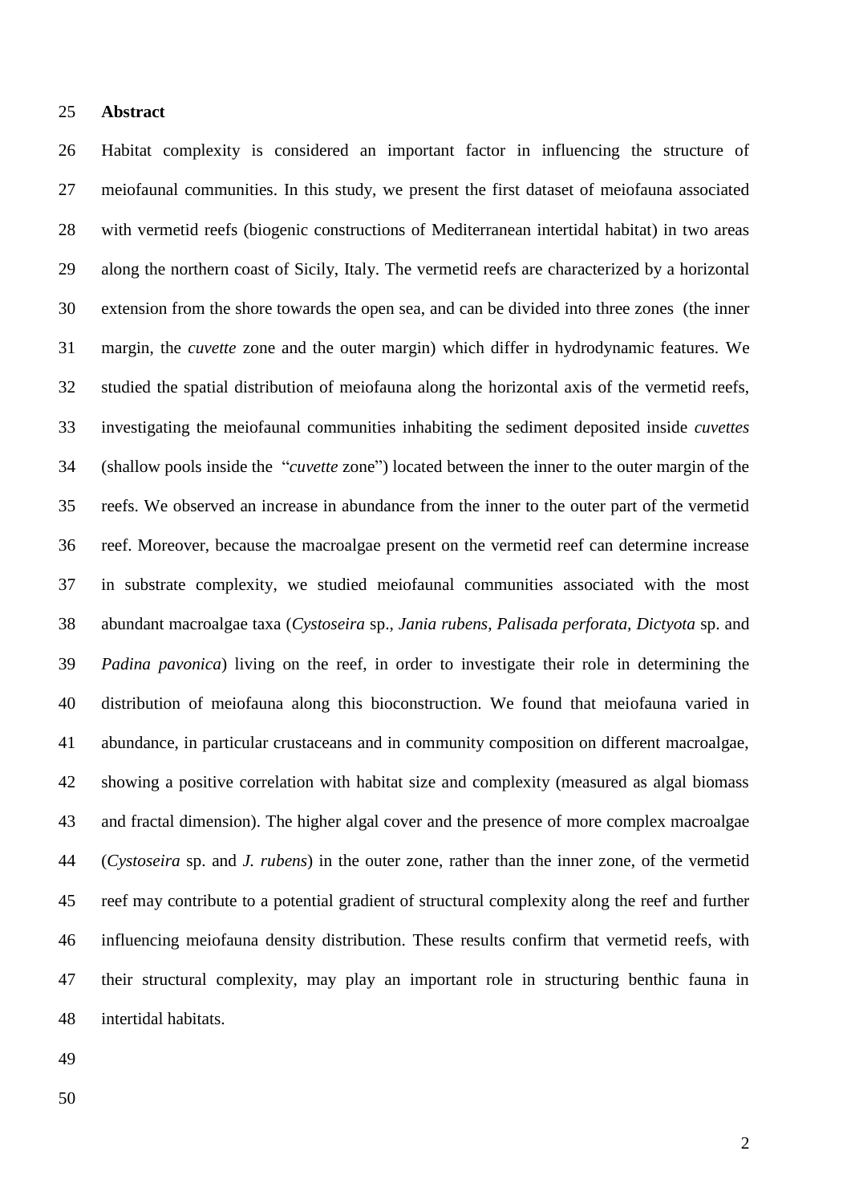**Abstract**

Habitat complexity is considered an important factor in influencing the structure of meiofaunal communities. In this study, we present the first dataset of meiofauna associated with vermetid reefs (biogenic constructions of Mediterranean intertidal habitat) in two areas along the northern coast of Sicily, Italy. The vermetid reefs are characterized by a horizontal extension from the shore towards the open sea, and can be divided into three zones (the inner margin, the *cuvette* zone and the outer margin) which differ in hydrodynamic features. We studied the spatial distribution of meiofauna along the horizontal axis of the vermetid reefs, investigating the meiofaunal communities inhabiting the sediment deposited inside *cuvettes* (shallow pools inside the "*cuvette* zone") located between the inner to the outer margin of the reefs. We observed an increase in abundance from the inner to the outer part of the vermetid reef. Moreover, because the macroalgae present on the vermetid reef can determine increase in substrate complexity, we studied meiofaunal communities associated with the most abundant macroalgae taxa (*Cystoseira* sp., *Jania rubens, Palisada perforata, Dictyota* sp. and *Padina pavonica*) living on the reef, in order to investigate their role in determining the distribution of meiofauna along this bioconstruction. We found that meiofauna varied in abundance, in particular crustaceans and in community composition on different macroalgae, showing a positive correlation with habitat size and complexity (measured as algal biomass and fractal dimension). The higher algal cover and the presence of more complex macroalgae (*Cystoseira* sp. and *J. rubens*) in the outer zone, rather than the inner zone, of the vermetid reef may contribute to a potential gradient of structural complexity along the reef and further influencing meiofauna density distribution. These results confirm that vermetid reefs, with their structural complexity, may play an important role in structuring benthic fauna in intertidal habitats.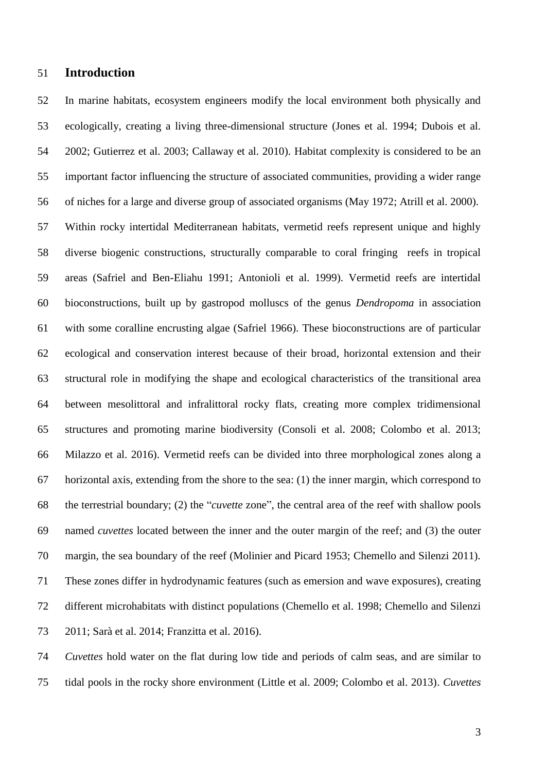## Introduction

In marine habitats, ecosystem engineers modify the local environment both physically and ecologically, creating a living three-dimensional structure (Jones et al. 1994; Dubois et al. 2002; Gutierrez et al. 2003; Callaway et al. 2010). Habitat complexity is considered to be an important factor influencing the structure of associated communities, providing a wider range of niches for a large and diverse group of associated organisms (May 1972; Atrill et al. 2000). Within rocky intertidal Mediterranean habitats, vermetid reefs represent unique and highly diverse biogenic constructions, structurally comparable to coral fringing reefs in tropical areas (Safriel and Ben-Eliahu 1991; Antonioli et al. 1999). Vermetid reefs are intertidal bioconstructions, built up by gastropod molluscs of the genus *Dendropoma* in association with some coralline encrusting algae (Safriel 1966). These bioconstructions are of particular ecological and conservation interest because of their broad, horizontal extension and their structural role in modifying the shape and ecological characteristics of the transitional area between mesolittoral and infralittoral rocky flats, creating more complex tridimensional structures and promoting marine biodiversity (Consoli et al. 2008; Colombo et al. 2013; Milazzo et al. 2016). Vermetid reefs can be divided into three morphological zones along a horizontal axis, extending from the shore to the sea: (1) the inner margin, which correspond to the terrestrial boundary; (2) the "*cuvette* zone", the central area of the reef with shallow pools named *cuvettes* located between the inner and the outer margin of the reef; and (3) the outer margin, the sea boundary of the reef (Molinier and Picard 1953; Chemello and Silenzi 2011). These zones differ in hydrodynamic features (such as emersion and wave exposures), creating different microhabitats with distinct populations (Chemello et al. 1998; Chemello and Silenzi 2011; Sarà et al. 2014; Franzitta et al. 2016).

*Cuvettes* hold water on the flat during low tide and periods of calm seas, and are similar to tidal pools in the rocky shore environment (Little et al. 2009; Colombo et al. 2013). *Cuvettes*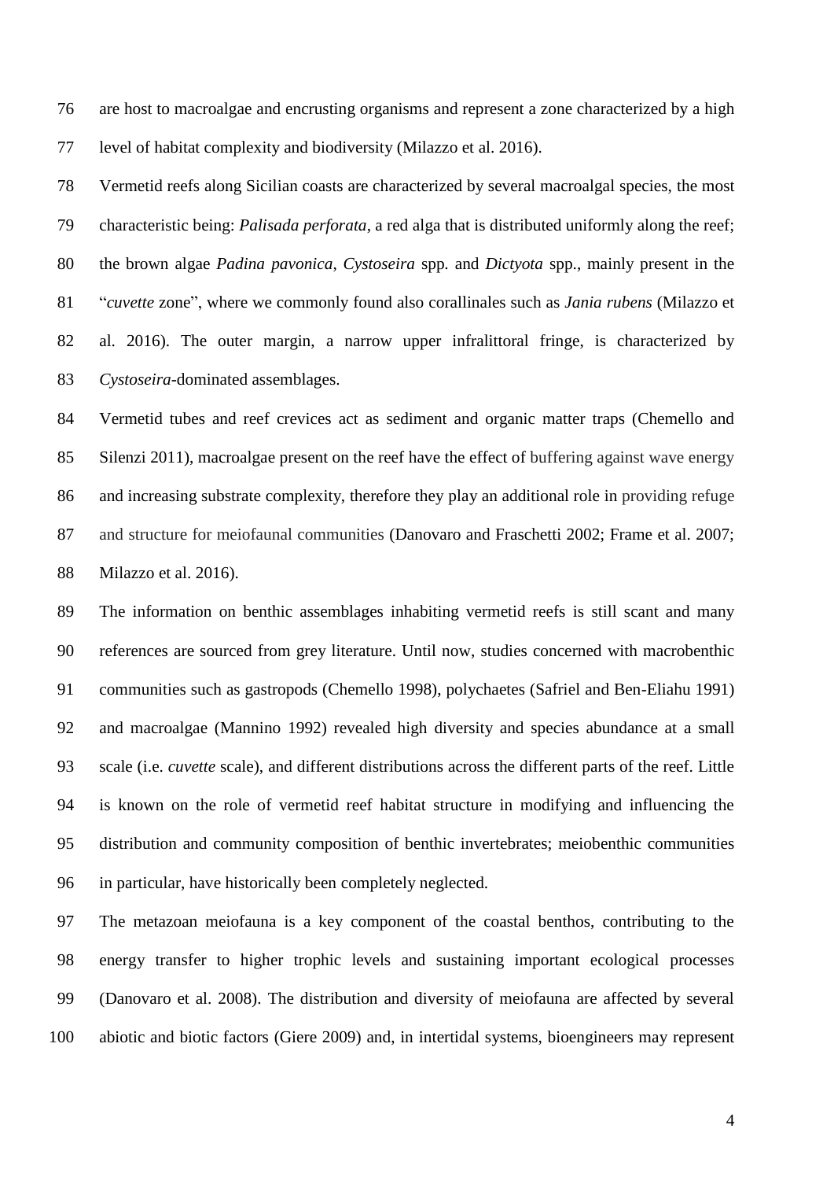are host to macroalgae and encrusting organisms and represent a zone characterized by a high level of habitat complexity and biodiversity (Milazzo et al. 2016).

Vermetid reefs along Sicilian coasts are characterized by several macroalgal species, the most characteristic being: *Palisada perforata*, a red alga that is distributed uniformly along the reef; the brown algae *Padina pavonica*, *Cystoseira* spp. and *Dictyota* spp., mainly present in the "*cuvette* zone", where we commonly found also corallinales such as *Jania rubens* (Milazzo et al. 2016). The outer margin, a narrow upper infralittoral fringe, is characterized by *Cystoseira*-dominated assemblages.

Vermetid tubes and reef crevices act as sediment and organic matter traps (Chemello and Silenzi 2011), macroalgae present on the reef have the effect of buffering against wave energy and increasing substrate complexity, therefore they play an additional role in providing refuge and structure for meiofaunal communities (Danovaro and Fraschetti 2002; Frame et al. 2007; Milazzo et al. 2016).

The information on benthic assemblages inhabiting vermetid reefs is still scant and many references are sourced from grey literature. Until now, studies concerned with macrobenthic communities such as gastropods (Chemello 1998), polychaetes (Safriel and Ben-Eliahu 1991) and macroalgae (Mannino 1992) revealed high diversity and species abundance at a small scale (i.e. *cuvette* scale), and different distributions across the different parts of the reef. Little is known on the role of vermetid reef habitat structure in modifying and influencing the distribution and community composition of benthic invertebrates; meiobenthic communities in particular, have historically been completely neglected.

The metazoan meiofauna is a key component of the coastal benthos, contributing to the energy transfer to higher trophic levels and sustaining important ecological processes (Danovaro et al. 2008). The distribution and diversity of meiofauna are affected by several abiotic and biotic factors (Giere 2009) and, in intertidal systems, bioengineers may represent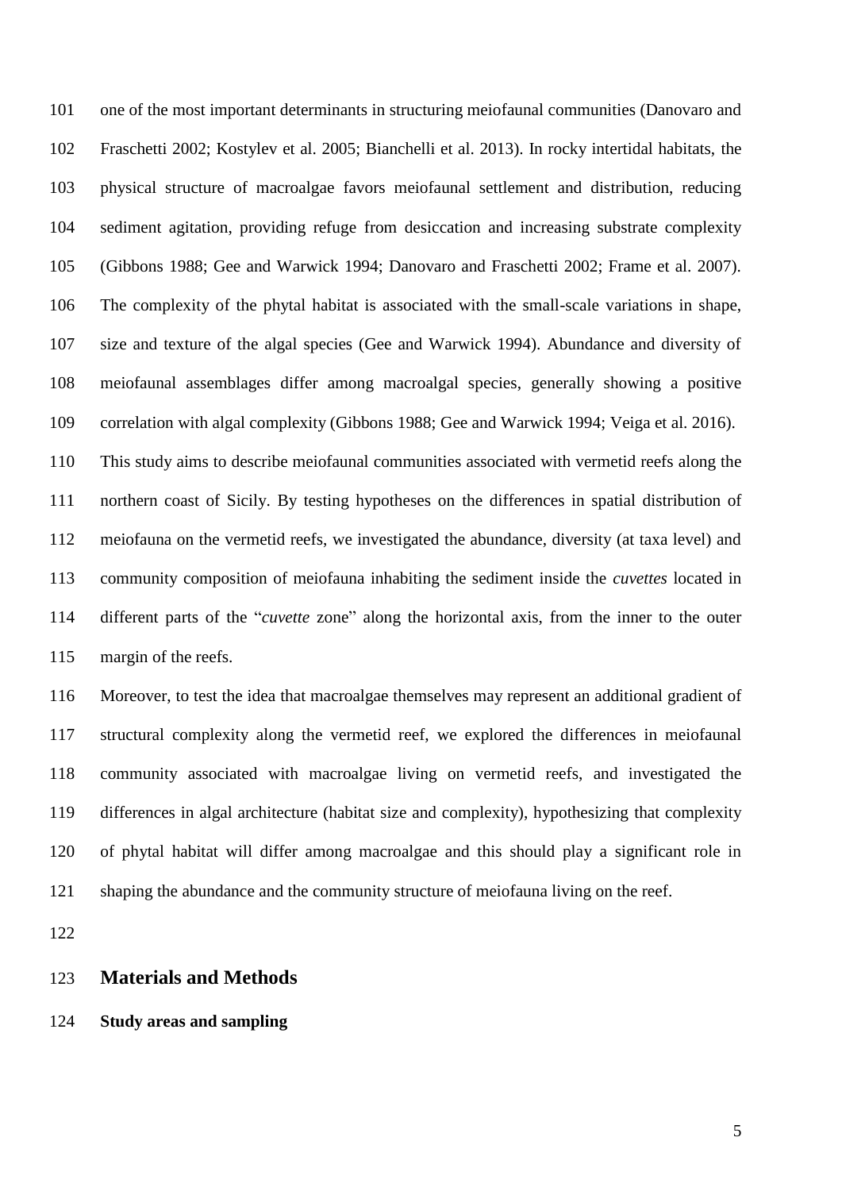one of the most important determinants in structuring meiofaunal communities (Danovaro and Fraschetti 2002; Kostylev et al. 2005; Bianchelli et al. 2013). In rocky intertidal habitats, the physical structure of macroalgae favors meiofaunal settlement and distribution, reducing sediment agitation, providing refuge from desiccation and increasing substrate complexity (Gibbons 1988; Gee and Warwick 1994; Danovaro and Fraschetti 2002; Frame et al. 2007). The complexity of the phytal habitat is associated with the small-scale variations in shape, size and texture of the algal species (Gee and Warwick 1994). Abundance and diversity of meiofaunal assemblages differ among macroalgal species, generally showing a positive correlation with algal complexity (Gibbons 1988; Gee and Warwick 1994; Veiga et al. 2016).

This study aims to describe meiofaunal communities associated with vermetid reefs along the northern coast of Sicily. By testing hypotheses on the differences in spatial distribution of meiofauna on the vermetid reefs, we investigated the abundance, diversity (at taxa level) and community composition of meiofauna inhabiting the sediment inside the *cuvettes* located in different parts of the "*cuvette* zone" along the horizontal axis, from the inner to the outer margin of the reefs.

Moreover, to test the idea that macroalgae themselves may represent an additional gradient of structural complexity along the vermetid reef, we explored the differences in meiofaunal community associated with macroalgae living on vermetid reefs, and investigated the differences in algal architecture (habitat size and complexity), hypothesizing that complexity of phytal habitat will differ among macroalgae and this should play a significant role in shaping the abundance and the community structure of meiofauna living on the reef.

## Materials and Methods

**Study areas and sampling**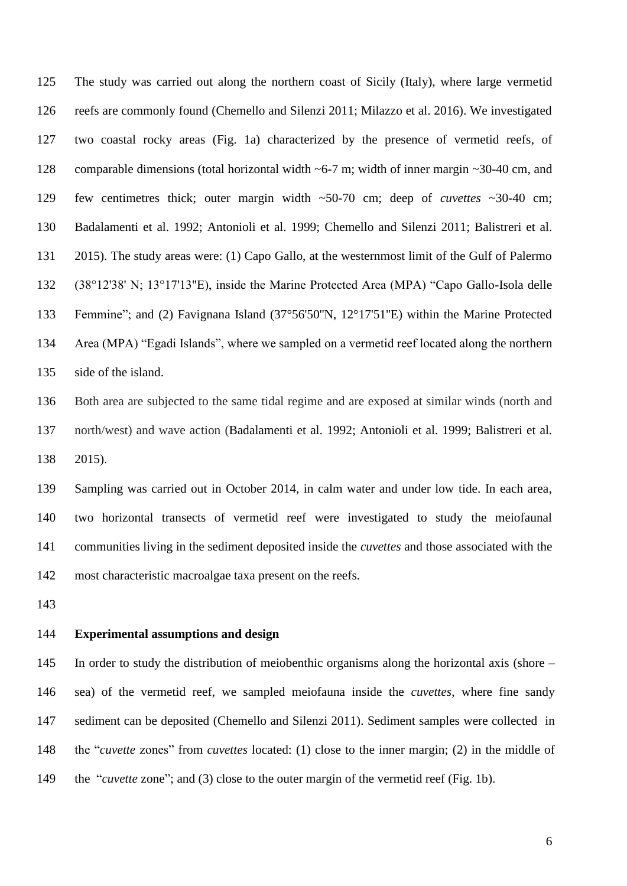The study was carried out along the northern coast of Sicily (Italy), where large vermetid reefs are commonly found (Chemello and Silenzi 2011; Milazzo et al. 2016). We investigated two coastal rocky areas (Fig. 1a) characterized by the presence of vermetid reefs, of comparable dimensions (total horizontal width ~6-7 m; width of inner margin ~30-40 cm, and few centimetres thick; outer margin width ~50-70 cm; deep of *cuvettes* ~30-40 cm; Badalamenti et al. 1992; Antonioli et al. 1999; Chemello and Silenzi 2011; Balistreri et al. 2015). The study areas were: (1) Capo Gallo, at the westernmost limit of the Gulf of Palermo (38°12'38' N; 13°17'13"E), inside the Marine Protected Area (MPA) "Capo Gallo-Isola delle Femmine"; and (2) Favignana Island (37°56'50"N, 12°17'51"E) within the Marine Protected Area (MPA) "Egadi Islands", where we sampled on a vermetid reef located along the northern side of the island.

Both area are subjected to the same tidal regime and are exposed at similar winds (north and north/west) and wave action (Badalamenti et al. 1992; Antonioli et al. 1999; Balistreri et al. 2015).

Sampling was carried out in October 2014, in calm water and under low tide. In each area, two horizontal transects of vermetid reef were investigated to study the meiofaunal communities living in the sediment deposited inside the *cuvettes* and those associated with the most characteristic macroalgae taxa present on the reefs.

**Experimental assumptions and design**

In order to study the distribution of meiobenthic organisms along the horizontal axis (shore – sea) of the vermetid reef, we sampled meiofauna inside the *cuvettes*, where fine sandy sediment can be deposited (Chemello and Silenzi 2011). Sediment samples were collected in the "*cuvette* zones" from *cuvettes* located: (1) close to the inner margin; (2) in the middle of the "*cuvette* zone"; and (3) close to the outer margin of the vermetid reef (Fig. 1b).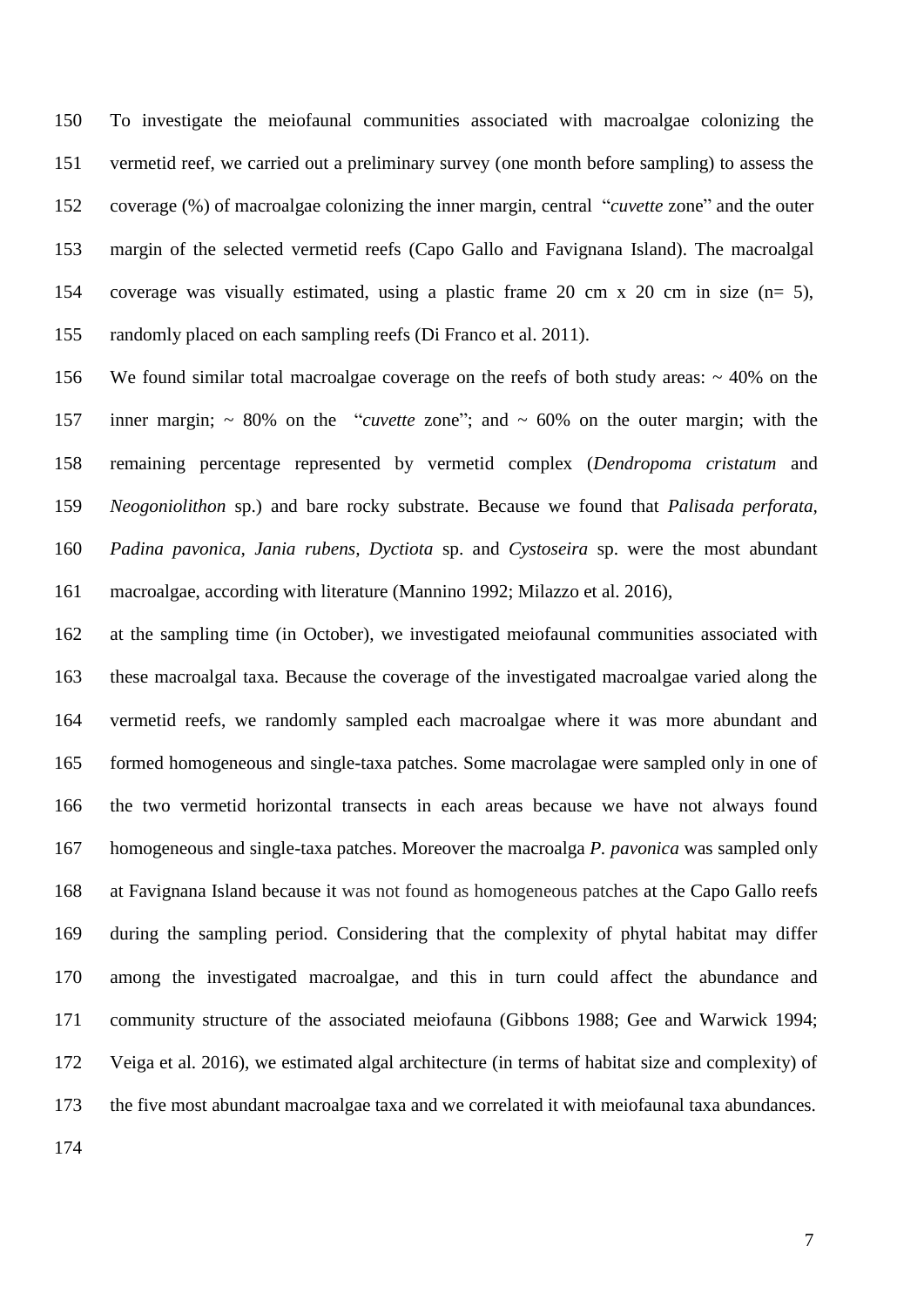To investigate the meiofaunal communities associated with macroalgae colonizing the vermetid reef, we carried out a preliminary survey (one month before sampling) to assess the coverage (%) of macroalgae colonizing the inner margin, central "*cuvette* zone" and the outer margin of the selected vermetid reefs (Capo Gallo and Favignana Island). The macroalgal coverage was visually estimated, using a plastic frame 20 cm x 20 cm in size (n= 5), randomly placed on each sampling reefs (Di Franco et al. 2011).

We found similar total macroalgae coverage on the reefs of both study areas: ~ 40% on the inner margin; ~ 80% on the "*cuvette* zone"; and ~ 60% on the outer margin; with the remaining percentage represented by vermetid complex (*Dendropoma cristatum* and *Neogoniolithon* sp.) and bare rocky substrate. Because we found that *Palisada perforata, Padina pavonica, Jania rubens, Dyctiota* sp. and *Cystoseira* sp. were the most abundant macroalgae, according with literature (Mannino 1992; Milazzo et al. 2016),

at the sampling time (in October), we investigated meiofaunal communities associated with these macroalgal taxa. Because the coverage of the investigated macroalgae varied along the vermetid reefs, we randomly sampled each macroalgae where it was more abundant and formed homogeneous and single-taxa patches. Some macrolagae were sampled only in one of the two vermetid horizontal transects in each areas because we have not always found homogeneous and single-taxa patches. Moreover the macroalga *P. pavonica* was sampled only at Favignana Island because it was not found as homogeneous patches at the Capo Gallo reefs during the sampling period. Considering that the complexity of phytal habitat may differ among the investigated macroalgae, and this in turn could affect the abundance and community structure of the associated meiofauna (Gibbons 1988; Gee and Warwick 1994; Veiga et al. 2016), we estimated algal architecture (in terms of habitat size and complexity) of the five most abundant macroalgae taxa and we correlated it with meiofaunal taxa abundances.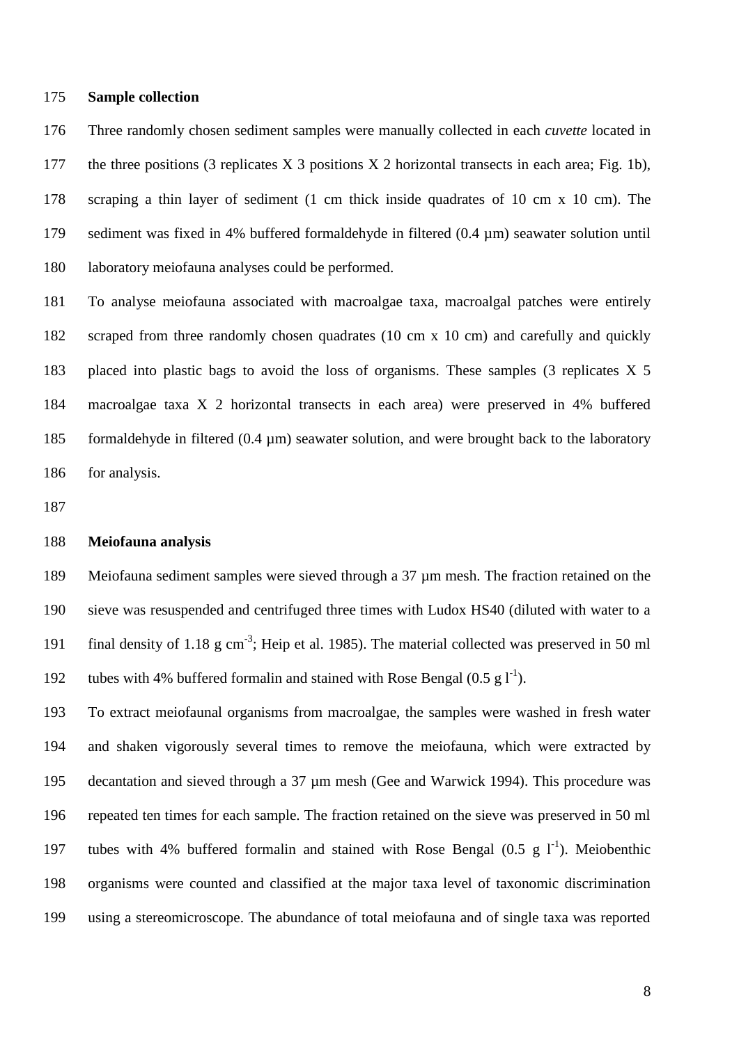**Sample collection**

Three randomly chosen sediment samples were manually collected in each *cuvette* located in the three positions (3 replicates X 3 positions X 2 horizontal transects in each area; Fig. 1b), scraping a thin layer of sediment (1 cm thick inside quadrates of 10 cm x 10 cm). The sediment was fixed in 4% buffered formaldehyde in filtered (0.4 µm) seawater solution until laboratory meiofauna analyses could be performed.

To analyse meiofauna associated with macroalgae taxa, macroalgal patches were entirely scraped from three randomly chosen quadrates (10 cm x 10 cm) and carefully and quickly placed into plastic bags to avoid the loss of organisms. These samples (3 replicates X 5 macroalgae taxa X 2 horizontal transects in each area) were preserved in 4% buffered formaldehyde in filtered (0.4 µm) seawater solution, and were brought back to the laboratory for analysis.

**Meiofauna analysis**

Meiofauna sediment samples were sieved through a 37 µm mesh. The fraction retained on the sieve was resuspended and centrifuged three times with Ludox HS40 (diluted with water to a final density of 1.18 g $cm^{-3}$; Heip et al. 1985). The material collected was preserved in 50 ml tubes with 4% buffered formalin and stained with Rose Bengal (0.5 g $l^{-1}$).

To extract meiofaunal organisms from macroalgae, the samples were washed in fresh water and shaken vigorously several times to remove the meiofauna, which were extracted by decantation and sieved through a 37 µm mesh (Gee and Warwick 1994). This procedure was repeated ten times for each sample. The fraction retained on the sieve was preserved in 50 ml tubes with 4% buffered formalin and stained with Rose Bengal (0.5 g $l^{-1}$). Meiobenthic organisms were counted and classified at the major taxa level of taxonomic discrimination using a stereomicroscope. The abundance of total meiofauna and of single taxa was reported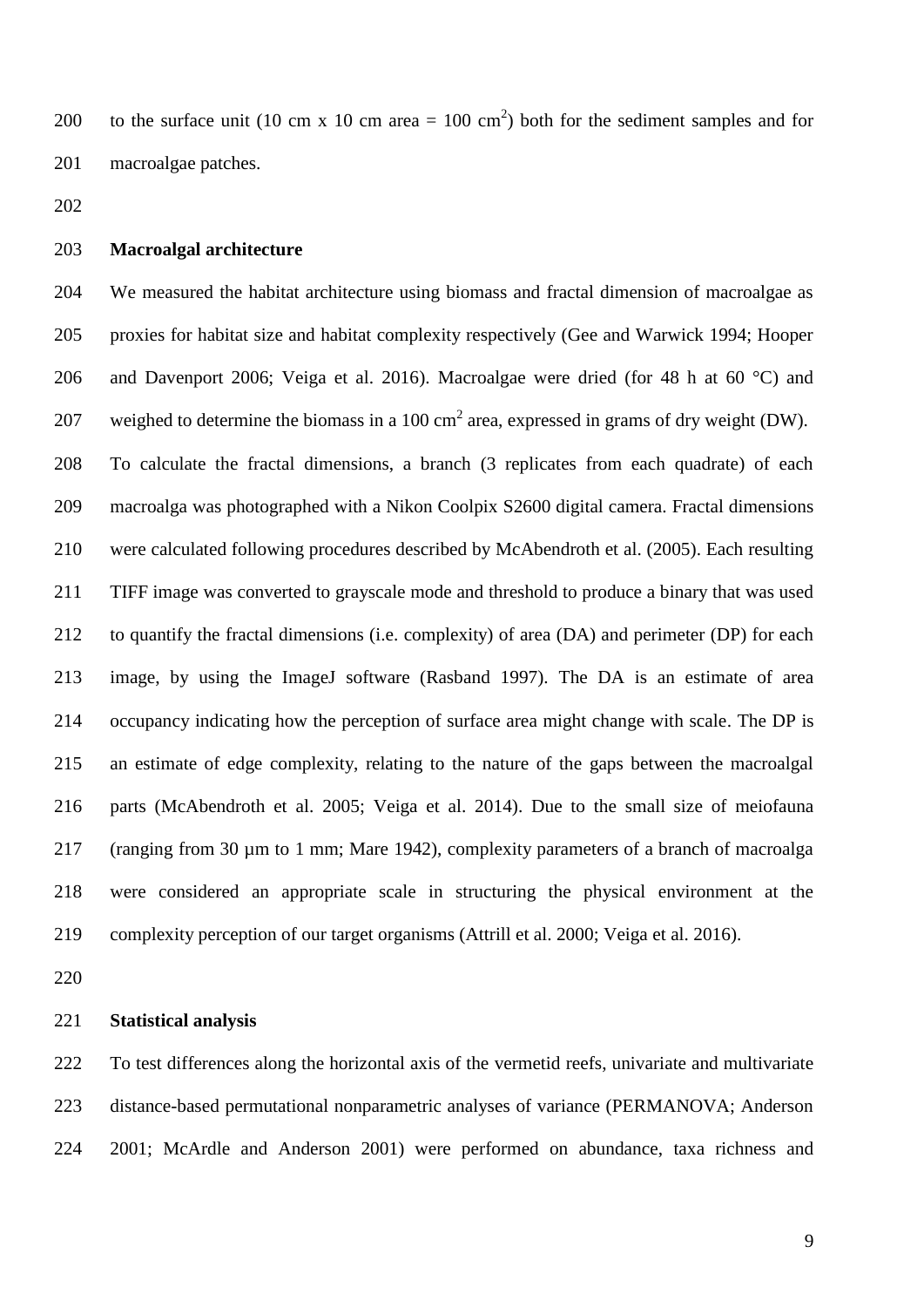to the surface unit (10 cm x 10 cm area = 100 $cm^2$) both for the sediment samples and for macroalgae patches.

## Macroalgal architecture

We measured the habitat architecture using biomass and fractal dimension of macroalgae as proxies for habitat size and habitat complexity respectively (Gee and Warwick 1994; Hooper and Davenport 2006; Veiga et al. 2016). Macroalgae were dried (for 48 h at 60 °C) and weighed to determine the biomass in a 100 $cm^2$ area, expressed in grams of dry weight (DW). To calculate the fractal dimensions, a branch (3 replicates from each quadrate) of each macroalga was photographed with a Nikon Coolpix S2600 digital camera. Fractal dimensions were calculated following procedures described by McAbendroth et al. (2005). Each resulting TIFF image was converted to grayscale mode and threshold to produce a binary that was used to quantify the fractal dimensions (i.e. complexity) of area (DA) and perimeter (DP) for each image, by using the ImageJ software (Rasband 1997). The DA is an estimate of area occupancy indicating how the perception of surface area might change with scale. The DP is an estimate of edge complexity, relating to the nature of the gaps between the macroalgal parts (McAbendroth et al. 2005; Veiga et al. 2014). Due to the small size of meiofauna (ranging from 30 µm to 1 mm; Mare 1942), complexity parameters of a branch of macroalga were considered an appropriate scale in structuring the physical environment at the complexity perception of our target organisms (Attrill et al. 2000; Veiga et al. 2016).

## Statistical analysis

To test differences along the horizontal axis of the vermetid reefs, univariate and multivariate distance-based permutational nonparametric analyses of variance (PERMANOVA; Anderson 2001; McArdle and Anderson 2001) were performed on abundance, taxa richness and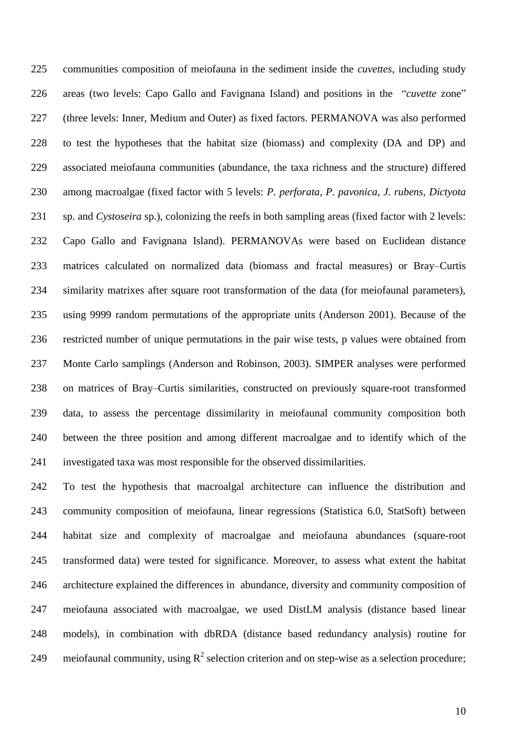communities composition of meiofauna in the sediment inside the *cuvettes*, including study areas (two levels: Capo Gallo and Favignana Island) and positions in the "*cuvette* zone" (three levels: Inner, Medium and Outer) as fixed factors. PERMANOVA was also performed to test the hypotheses that the habitat size (biomass) and complexity (DA and DP) and associated meiofauna communities (abundance, the taxa richness and the structure) differed among macroalgae (fixed factor with 5 levels: *P. perforata*, *P. pavonica*, *J. rubens*, *Dictyota* sp. and *Cystoseira* sp.), colonizing the reefs in both sampling areas (fixed factor with 2 levels: Capo Gallo and Favignana Island). PERMANOVAs were based on Euclidean distance matrices calculated on normalized data (biomass and fractal measures) or Bray–Curtis similarity matrixes after square root transformation of the data (for meiofaunal parameters), using 9999 random permutations of the appropriate units (Anderson 2001). Because of the restricted number of unique permutations in the pair wise tests, p values were obtained from Monte Carlo samplings (Anderson and Robinson, 2003). SIMPER analyses were performed on matrices of Bray–Curtis similarities, constructed on previously square-root transformed data, to assess the percentage dissimilarity in meiofaunal community composition both between the three position and among different macroalgae and to identify which of the investigated taxa was most responsible for the observed dissimilarities.

To test the hypothesis that macroalgal architecture can influence the distribution and community composition of meiofauna, linear regressions (Statistica 6.0, StatSoft) between habitat size and complexity of macroalgae and meiofauna abundances (square-root transformed data) were tested for significance. Moreover, to assess what extent the habitat architecture explained the differences in abundance, diversity and community composition of meiofauna associated with macroalgae, we used DistLM analysis (distance based linear models), in combination with dbRDA (distance based redundancy analysis) routine for meiofaunal community, using $R^2$ selection criterion and on step-wise as a selection procedure;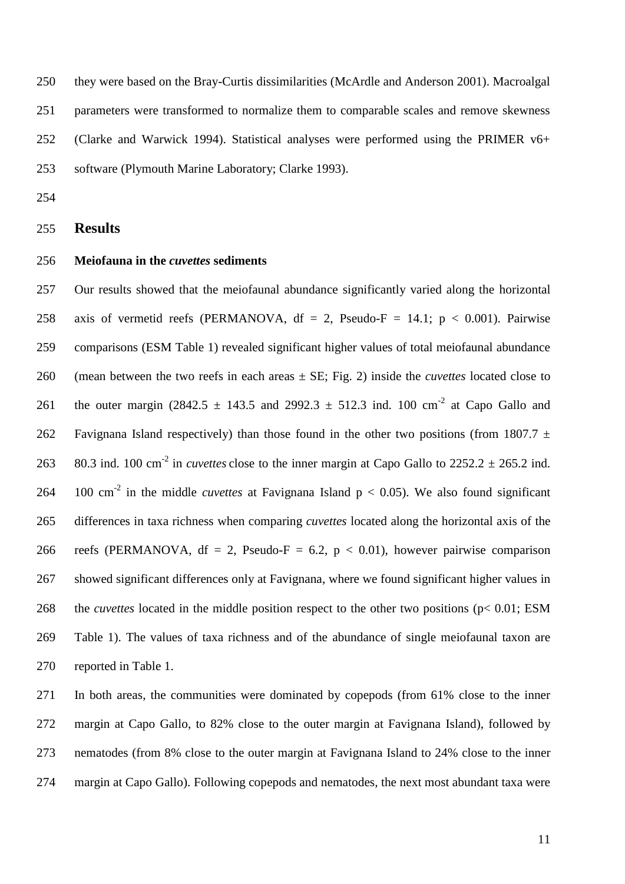they were based on the Bray-Curtis dissimilarities (McArdle and Anderson 2001). Macroalgal parameters were transformed to normalize them to comparable scales and remove skewness (Clarke and Warwick 1994). Statistical analyses were performed using the PRIMER v6+ software (Plymouth Marine Laboratory; Clarke 1993).

## Results

### Meiofauna in the *cuvettes* sediments

Our results showed that the meiofaunal abundance significantly varied along the horizontal axis of vermetid reefs (PERMANOVA, df = 2, Pseudo-F = 14.1; $p < 0.001$). Pairwise comparisons (ESM Table 1) revealed significant higher values of total meiofaunal abundance (mean between the two reefs in each areas ± SE; Fig. 2) inside the *cuvettes* located close to the outer margin (2842.5 ± 143.5 and 2992.3 ± 512.3 ind. 100 $cm^{-2}$ at Capo Gallo and Favignana Island respectively) than those found in the other two positions (from 1807.7 ± 80.3 ind. 100 $cm^{-2}$ in *cuvettes* close to the inner margin at Capo Gallo to 2252.2 ± 265.2 ind. 100 $cm^{-2}$ in the middle *cuvettes* at Favignana Island $p < 0.05$). We also found significant differences in taxa richness when comparing *cuvettes* located along the horizontal axis of the reefs (PERMANOVA, df = 2, Pseudo-F = 6.2, $p < 0.01$), however pairwise comparison showed significant differences only at Favignana, where we found significant higher values in the *cuvettes* located in the middle position respect to the other two positions ($p < 0.01$; ESM Table 1). The values of taxa richness and of the abundance of single meiofaunal taxon are reported in Table 1.

In both areas, the communities were dominated by copepods (from 61% close to the inner margin at Capo Gallo, to 82% close to the outer margin at Favignana Island), followed by nematodes (from 8% close to the outer margin at Favignana Island to 24% close to the inner margin at Capo Gallo). Following copepods and nematodes, the next most abundant taxa were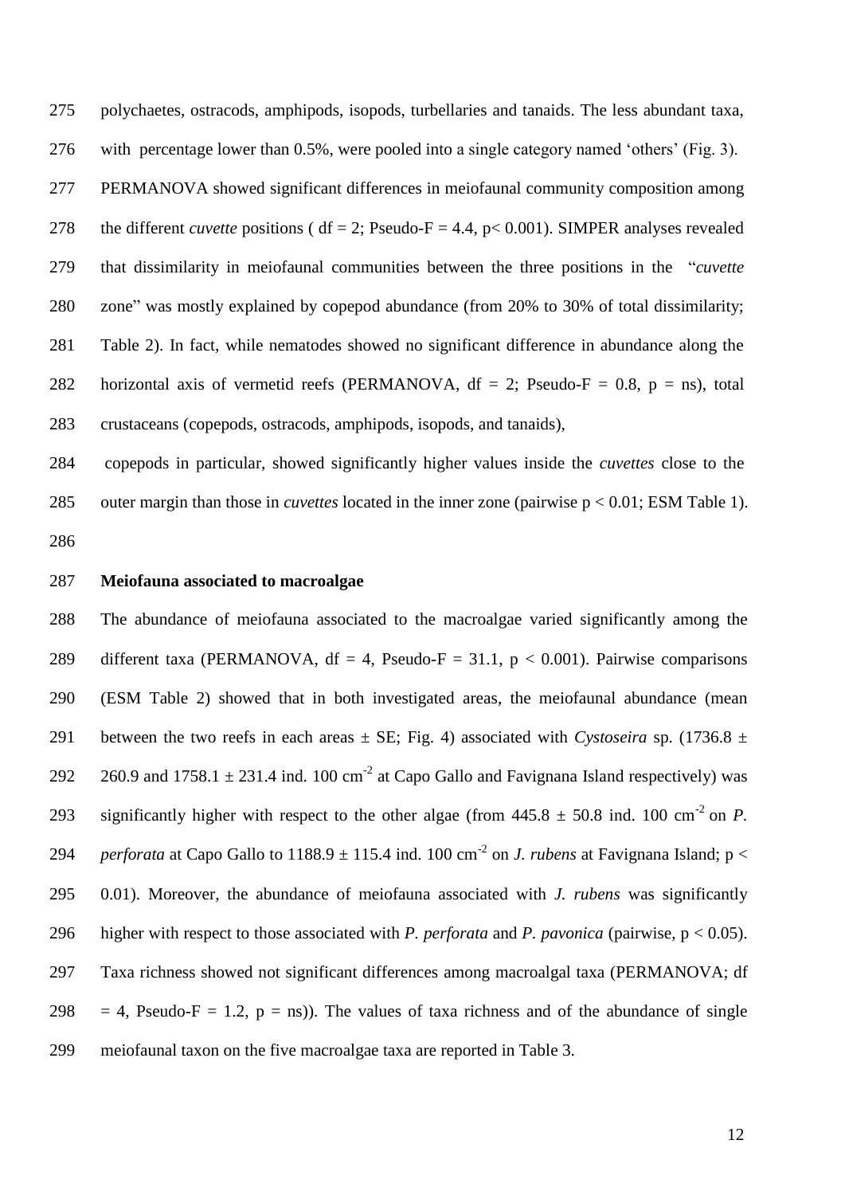polychaetes, ostracods, amphipods, isopods, turbellaries and tanaids. The less abundant taxa, with percentage lower than 0.5%, were pooled into a single category named 'others' (Fig. 3).

PERMANOVA showed significant differences in meiofaunal community composition among the different *cuvette* positions ( df = 2; Pseudo-F = 4.4, $p < 0.001$). SIMPER analyses revealed that dissimilarity in meiofaunal communities between the three positions in the "*cuvette* zone" was mostly explained by copepod abundance (from 20% to 30% of total dissimilarity; Table 2). In fact, while nematodes showed no significant difference in abundance along the horizontal axis of vermetid reefs (PERMANOVA, df = 2; Pseudo-F = 0.8, p = ns), total crustaceans (copepods, ostracods, amphipods, isopods, and tanaids),

copepods in particular, showed significantly higher values inside the *cuvettes* close to the outer margin than those in *cuvettes* located in the inner zone (pairwise $p < 0.01$; ESM Table 1).

**Meiofauna associated to macroalgae**

The abundance of meiofauna associated to the macroalgae varied significantly among the different taxa (PERMANOVA, df = 4, Pseudo-F = 31.1, $p < 0.001$). Pairwise comparisons (ESM Table 2) showed that in both investigated areas, the meiofaunal abundance (mean between the two reefs in each areas ± SE; Fig. 4) associated with *Cystoseira* sp. (1736.8 ± 260.9 and 1758.1 ± 231.4 ind. 100 $cm^{-2}$ at Capo Gallo and Favignana Island respectively) was significantly higher with respect to the other algae (from 445.8 ± 50.8 ind. 100 $cm^{-2}$ on *P. perforata* at Capo Gallo to 1188.9 ± 115.4 ind. 100 $cm^{-2}$ on *J. rubens* at Favignana Island; $p < 0.01$). Moreover, the abundance of meiofauna associated with *J. rubens* was significantly higher with respect to those associated with *P. perforata* and *P. pavonica* (pairwise, $p < 0.05$). Taxa richness showed not significant differences among macroalgal taxa (PERMANOVA; df = 4, Pseudo-F = 1.2, p = ns)). The values of taxa richness and of the abundance of single meiofaunal taxon on the five macroalgae taxa are reported in Table 3.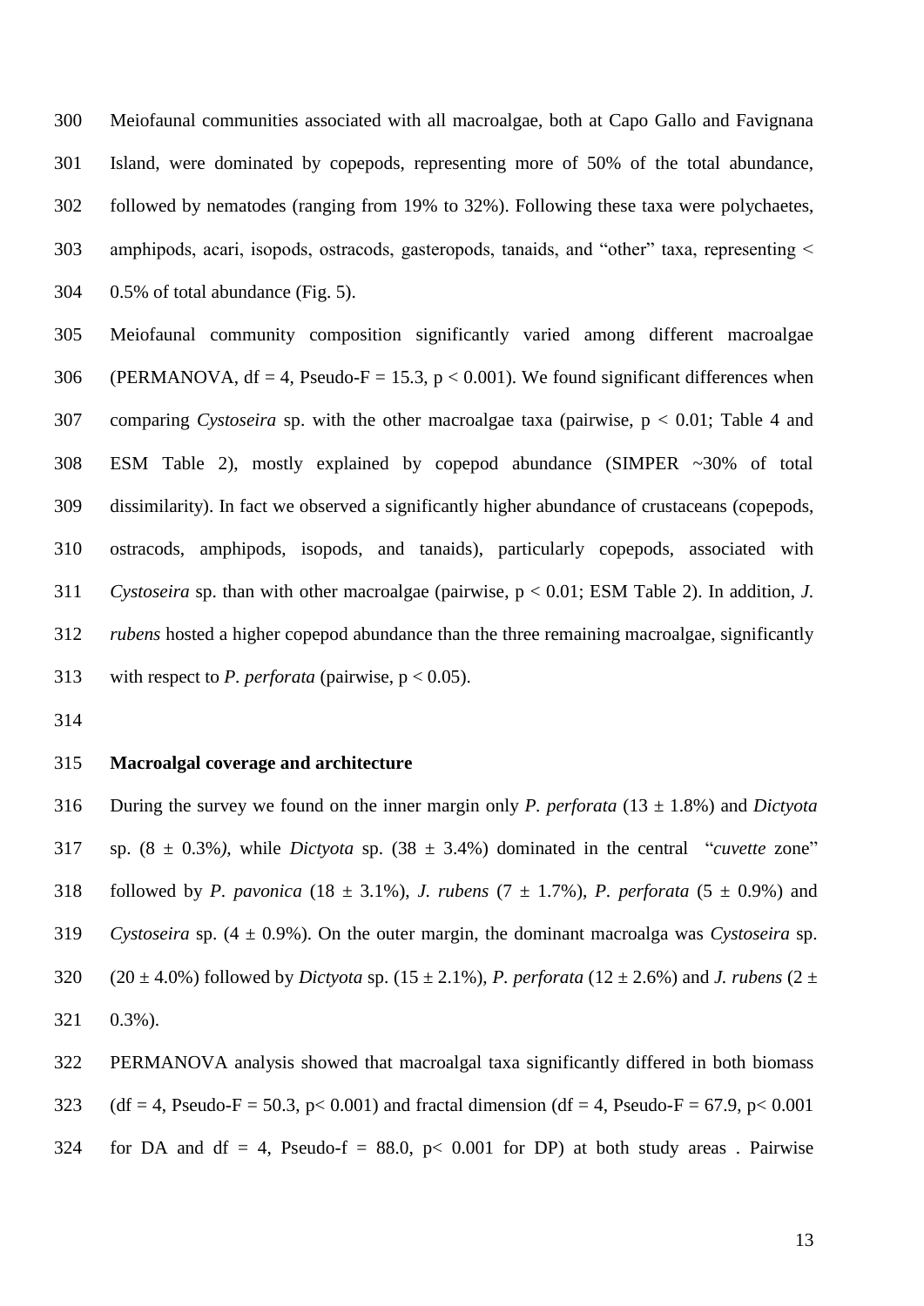Meiofaunal communities associated with all macroalgae, both at Capo Gallo and Favignana Island, were dominated by copepods, representing more of 50% of the total abundance, followed by nematodes (ranging from 19% to 32%). Following these taxa were polychaetes, amphipods, acari, isopods, ostracods, gasteropods, tanaids, and "other" taxa, representing < 0.5% of total abundance (Fig. 5).

Meiofaunal community composition significantly varied among different macroalgae (PERMANOVA, df = 4, Pseudo-F = 15.3, $p < 0.001$). We found significant differences when comparing *Cystoseira* sp. with the other macroalgae taxa (pairwise, $p < 0.01$; Table 4 and ESM Table 2), mostly explained by copepod abundance (SIMPER ~30% of total dissimilarity). In fact we observed a significantly higher abundance of crustaceans (copepods, ostracods, amphipods, isopods, and tanaids), particularly copepods, associated with *Cystoseira* sp. than with other macroalgae (pairwise, $p < 0.01$; ESM Table 2). In addition, *J. rubens* hosted a higher copepod abundance than the three remaining macroalgae, significantly with respect to *P. perforata* (pairwise, $p < 0.05$).

### Macroalgal coverage and architecture

During the survey we found on the inner margin only *P. perforata* (13 ± 1.8%) and *Dictyota* sp. (8 ± 0.3%), while *Dictyota* sp. (38 ± 3.4%) dominated in the central "*cuvette* zone" followed by *P. pavonica* (18 ± 3.1%), *J. rubens* (7 ± 1.7%), *P. perforata* (5 ± 0.9%) and *Cystoseira* sp. (4 ± 0.9%). On the outer margin, the dominant macroalga was *Cystoseira* sp. (20 ± 4.0%) followed by *Dictyota* sp. (15 ± 2.1%), *P. perforata* (12 ± 2.6%) and *J. rubens* (2 ± 0.3%).

PERMANOVA analysis showed that macroalgal taxa significantly differed in both biomass (df = 4, Pseudo-F = 50.3, $p< 0.001$) and fractal dimension (df = 4, Pseudo-F = 67.9, $p< 0.001$ for DA and df = 4, Pseudo-f = 88.0, $p< 0.001$ for DP) at both study areas . Pairwise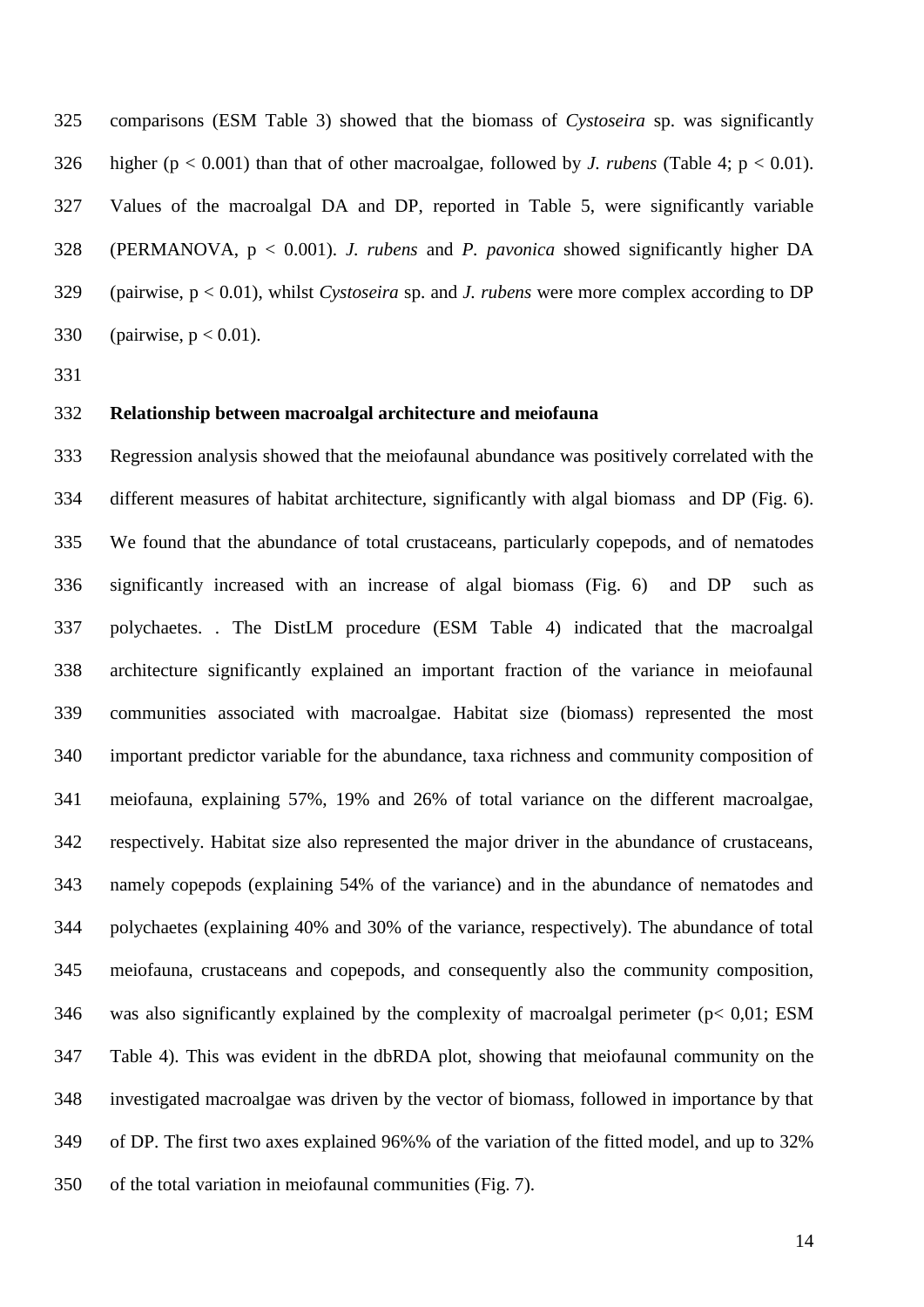comparisons (ESM Table 3) showed that the biomass of *Cystoseira* sp. was significantly higher ($p < 0.001$) than that of other macroalgae, followed by *J. rubens* (Table 4; $p < 0.01$). Values of the macroalgal DA and DP, reported in Table 5, were significantly variable (PERMANOVA, $p < 0.001$). *J. rubens* and *P. pavonica* showed significantly higher DA (pairwise, $p < 0.01$), whilst *Cystoseira* sp. and *J. rubens* were more complex according to DP (pairwise, $p < 0.01$).

**Relationship between macroalgal architecture and meiofauna**

Regression analysis showed that the meiofaunal abundance was positively correlated with the different measures of habitat architecture, significantly with algal biomass and DP (Fig. 6). We found that the abundance of total crustaceans, particularly copepods, and of nematodes significantly increased with an increase of algal biomass (Fig. 6) and DP such as polychaetes. . The DistLM procedure (ESM Table 4) indicated that the macroalgal architecture significantly explained an important fraction of the variance in meiofaunal communities associated with macroalgae. Habitat size (biomass) represented the most important predictor variable for the abundance, taxa richness and community composition of meiofauna, explaining 57%, 19% and 26% of total variance on the different macroalgae, respectively. Habitat size also represented the major driver in the abundance of crustaceans, namely copepods (explaining 54% of the variance) and in the abundance of nematodes and polychaetes (explaining 40% and 30% of the variance, respectively). The abundance of total meiofauna, crustaceans and copepods, and consequently also the community composition, was also significantly explained by the complexity of macroalgal perimeter ($p < 0,01$; ESM Table 4). This was evident in the dbRDA plot, showing that meiofaunal community on the investigated macroalgae was driven by the vector of biomass, followed in importance by that of DP. The first two axes explained 96%% of the variation of the fitted model, and up to 32% of the total variation in meiofaunal communities (Fig. 7).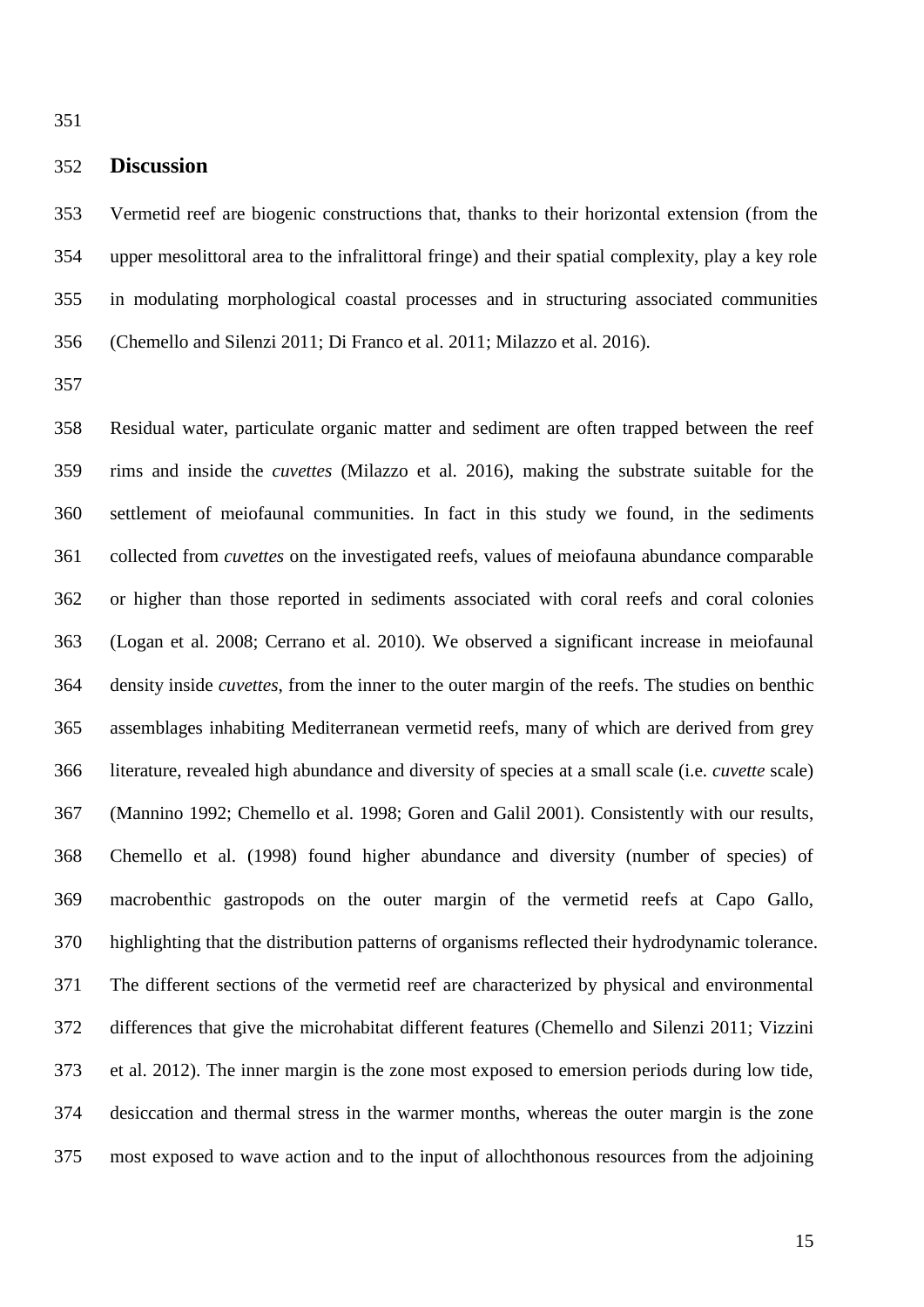## Discussion

Vermetid reef are biogenic constructions that, thanks to their horizontal extension (from the upper mesolittoral area to the infralittoral fringe) and their spatial complexity, play a key role in modulating morphological coastal processes and in structuring associated communities (Chemello and Silenzi 2011; Di Franco et al. 2011; Milazzo et al. 2016).

Residual water, particulate organic matter and sediment are often trapped between the reef rims and inside the *cuvettes* (Milazzo et al. 2016), making the substrate suitable for the settlement of meiofaunal communities. In fact in this study we found, in the sediments collected from *cuvettes* on the investigated reefs, values of meiofauna abundance comparable or higher than those reported in sediments associated with coral reefs and coral colonies (Logan et al. 2008; Cerrano et al. 2010). We observed a significant increase in meiofaunal density inside *cuvettes*, from the inner to the outer margin of the reefs. The studies on benthic assemblages inhabiting Mediterranean vermetid reefs, many of which are derived from grey literature, revealed high abundance and diversity of species at a small scale (i.e. *cuvette* scale) (Mannino 1992; Chemello et al. 1998; Goren and Galil 2001). Consistently with our results, Chemello et al. (1998) found higher abundance and diversity (number of species) of macrobenthic gastropods on the outer margin of the vermetid reefs at Capo Gallo, highlighting that the distribution patterns of organisms reflected their hydrodynamic tolerance. The different sections of the vermetid reef are characterized by physical and environmental differences that give the microhabitat different features (Chemello and Silenzi 2011; Vizzini et al. 2012). The inner margin is the zone most exposed to emersion periods during low tide, desiccation and thermal stress in the warmer months, whereas the outer margin is the zone most exposed to wave action and to the input of allochthonous resources from the adjoining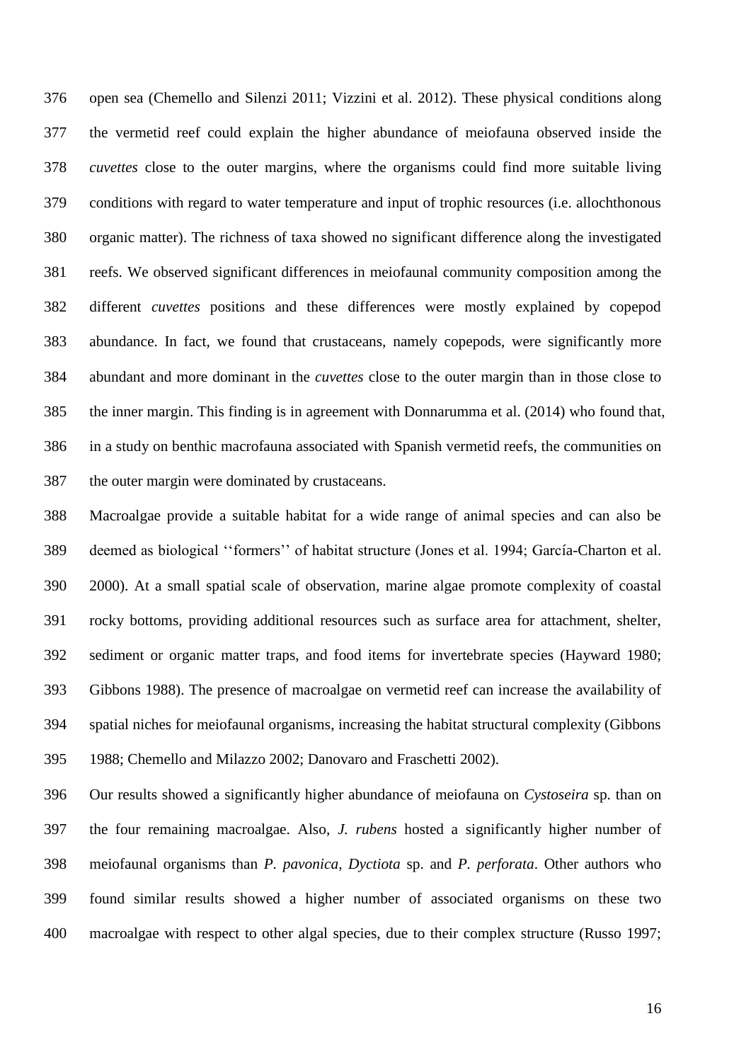open sea (Chemello and Silenzi 2011; Vizzini et al. 2012). These physical conditions along the vermetid reef could explain the higher abundance of meiofauna observed inside the *cuvettes* close to the outer margins, where the organisms could find more suitable living conditions with regard to water temperature and input of trophic resources (i.e. allochthonous organic matter). The richness of taxa showed no significant difference along the investigated reefs. We observed significant differences in meiofaunal community composition among the different *cuvettes* positions and these differences were mostly explained by copepod abundance. In fact, we found that crustaceans, namely copepods, were significantly more abundant and more dominant in the *cuvettes* close to the outer margin than in those close to the inner margin. This finding is in agreement with Donnarumma et al. (2014) who found that, in a study on benthic macrofauna associated with Spanish vermetid reefs, the communities on the outer margin were dominated by crustaceans.

Macroalgae provide a suitable habitat for a wide range of animal species and can also be deemed as biological ‘‘formers’’ of habitat structure (Jones et al. 1994; García-Charton et al. 2000). At a small spatial scale of observation, marine algae promote complexity of coastal rocky bottoms, providing additional resources such as surface area for attachment, shelter, sediment or organic matter traps, and food items for invertebrate species (Hayward 1980; Gibbons 1988). The presence of macroalgae on vermetid reef can increase the availability of spatial niches for meiofaunal organisms, increasing the habitat structural complexity (Gibbons 1988; Chemello and Milazzo 2002; Danovaro and Fraschetti 2002).

Our results showed a significantly higher abundance of meiofauna on *Cystoseira* sp. than on the four remaining macroalgae. Also, *J. rubens* hosted a significantly higher number of meiofaunal organisms than *P. pavonica, Dyctiota* sp. and *P. perforata*. Other authors who found similar results showed a higher number of associated organisms on these two macroalgae with respect to other algal species, due to their complex structure (Russo 1997;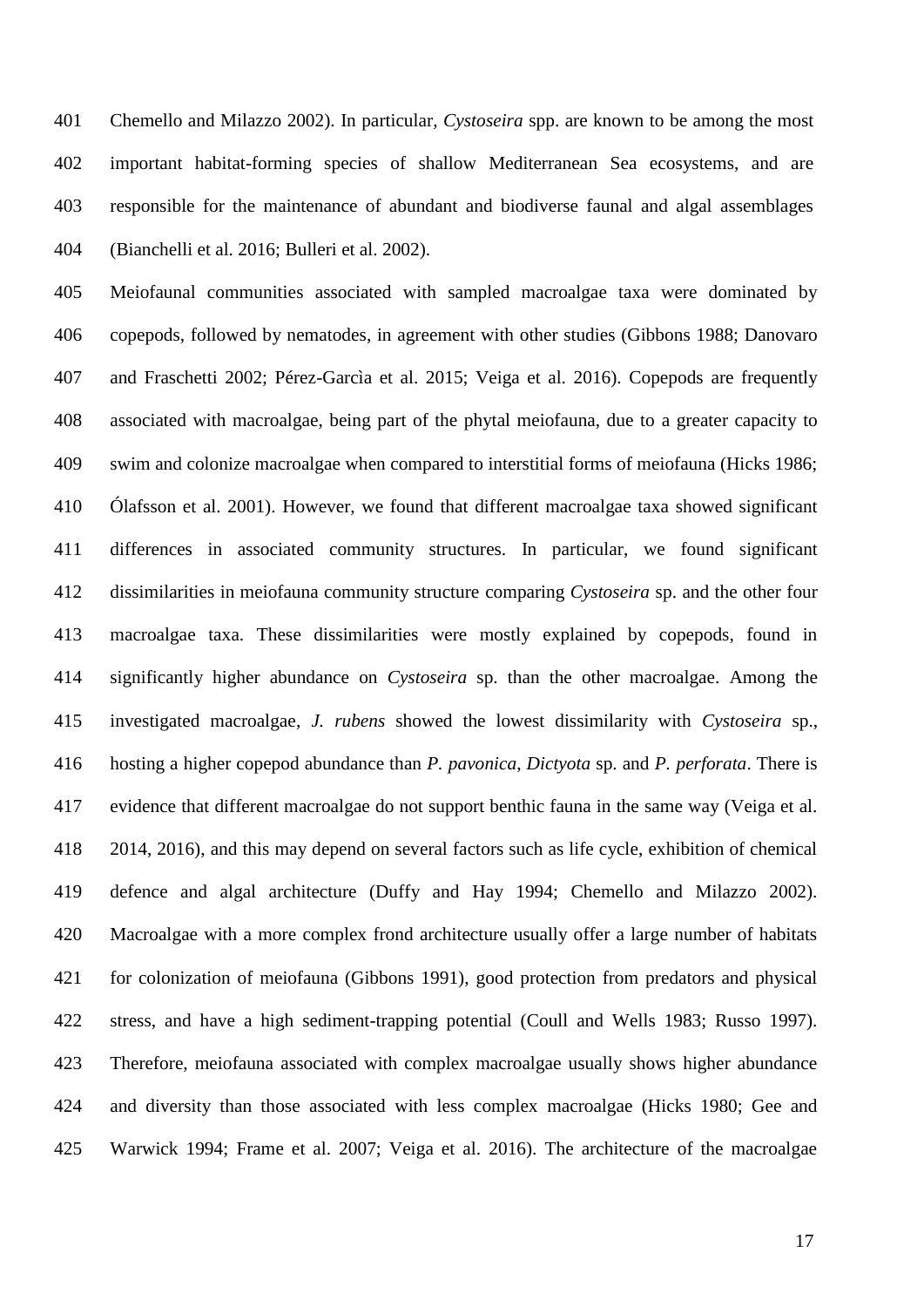Chemello and Milazzo 2002). In particular, *Cystoseira* spp. are known to be among the most important habitat-forming species of shallow Mediterranean Sea ecosystems, and are responsible for the maintenance of abundant and biodiverse faunal and algal assemblages (Bianchelli et al. 2016; Bulleri et al. 2002).

Meiofaunal communities associated with sampled macroalgae taxa were dominated by copepods, followed by nematodes, in agreement with other studies (Gibbons 1988; Danovaro and Fraschetti 2002; Pérez-Garcìa et al. 2015; Veiga et al. 2016). Copepods are frequently associated with macroalgae, being part of the phytal meiofauna, due to a greater capacity to swim and colonize macroalgae when compared to interstitial forms of meiofauna (Hicks 1986; Ólafsson et al. 2001). However, we found that different macroalgae taxa showed significant differences in associated community structures. In particular, we found significant dissimilarities in meiofauna community structure comparing *Cystoseira* sp. and the other four macroalgae taxa. These dissimilarities were mostly explained by copepods, found in significantly higher abundance on *Cystoseira* sp. than the other macroalgae. Among the investigated macroalgae, *J. rubens* showed the lowest dissimilarity with *Cystoseira* sp., hosting a higher copepod abundance than *P. pavonica*, *Dictyota* sp. and *P. perforata*. There is evidence that different macroalgae do not support benthic fauna in the same way (Veiga et al. 2014, 2016), and this may depend on several factors such as life cycle, exhibition of chemical defence and algal architecture (Duffy and Hay 1994; Chemello and Milazzo 2002). Macroalgae with a more complex frond architecture usually offer a large number of habitats for colonization of meiofauna (Gibbons 1991), good protection from predators and physical stress, and have a high sediment-trapping potential (Coull and Wells 1983; Russo 1997). Therefore, meiofauna associated with complex macroalgae usually shows higher abundance and diversity than those associated with less complex macroalgae (Hicks 1980; Gee and Warwick 1994; Frame et al. 2007; Veiga et al. 2016). The architecture of the macroalgae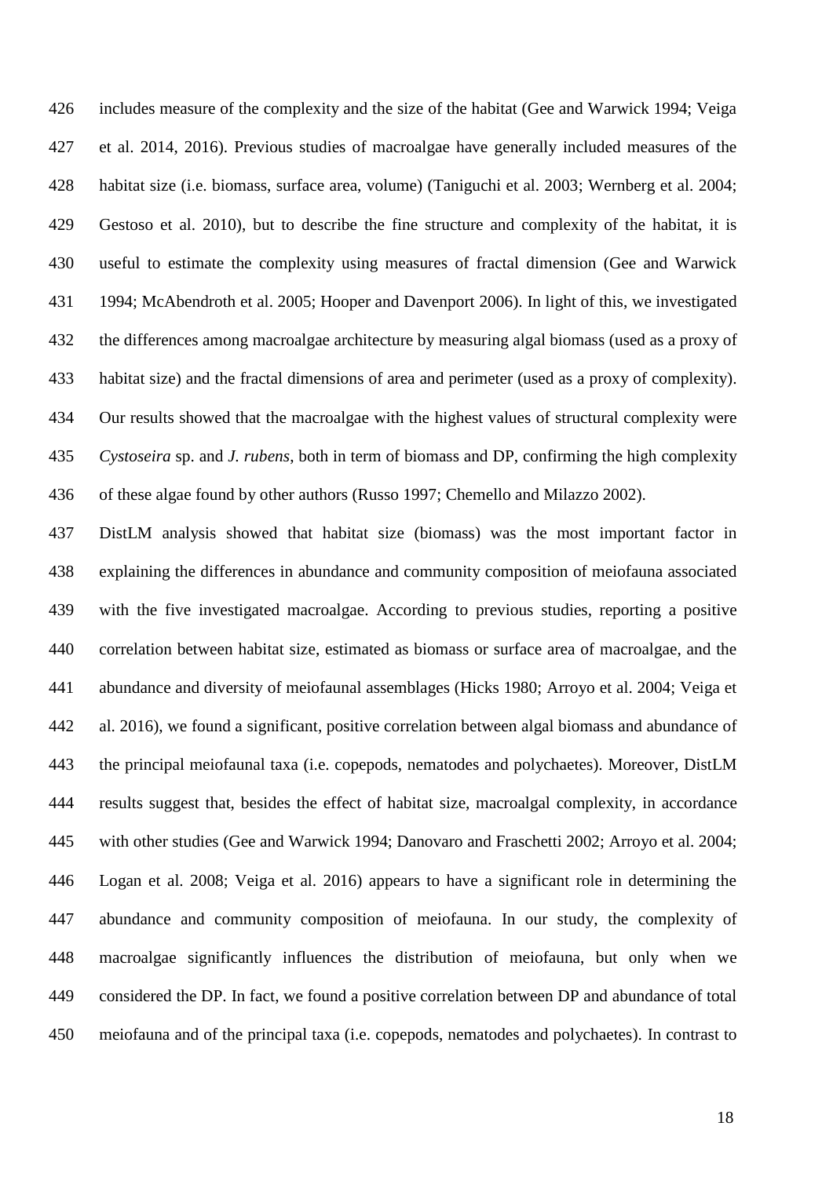includes measure of the complexity and the size of the habitat (Gee and Warwick 1994; Veiga et al. 2014, 2016). Previous studies of macroalgae have generally included measures of the habitat size (i.e. biomass, surface area, volume) (Taniguchi et al. 2003; Wernberg et al. 2004; Gestoso et al. 2010), but to describe the fine structure and complexity of the habitat, it is useful to estimate the complexity using measures of fractal dimension (Gee and Warwick 1994; McAbendroth et al. 2005; Hooper and Davenport 2006). In light of this, we investigated the differences among macroalgae architecture by measuring algal biomass (used as a proxy of habitat size) and the fractal dimensions of area and perimeter (used as a proxy of complexity). Our results showed that the macroalgae with the highest values of structural complexity were *Cystoseira* sp. and *J. rubens*, both in term of biomass and DP, confirming the high complexity of these algae found by other authors (Russo 1997; Chemello and Milazzo 2002).

DistLM analysis showed that habitat size (biomass) was the most important factor in explaining the differences in abundance and community composition of meiofauna associated with the five investigated macroalgae. According to previous studies, reporting a positive correlation between habitat size, estimated as biomass or surface area of macroalgae, and the abundance and diversity of meiofaunal assemblages (Hicks 1980; Arroyo et al. 2004; Veiga et al. 2016), we found a significant, positive correlation between algal biomass and abundance of the principal meiofaunal taxa (i.e. copepods, nematodes and polychaetes). Moreover, DistLM results suggest that, besides the effect of habitat size, macroalgal complexity, in accordance with other studies (Gee and Warwick 1994; Danovaro and Fraschetti 2002; Arroyo et al. 2004; Logan et al. 2008; Veiga et al. 2016) appears to have a significant role in determining the abundance and community composition of meiofauna. In our study, the complexity of macroalgae significantly influences the distribution of meiofauna, but only when we considered the DP. In fact, we found a positive correlation between DP and abundance of total meiofauna and of the principal taxa (i.e. copepods, nematodes and polychaetes). In contrast to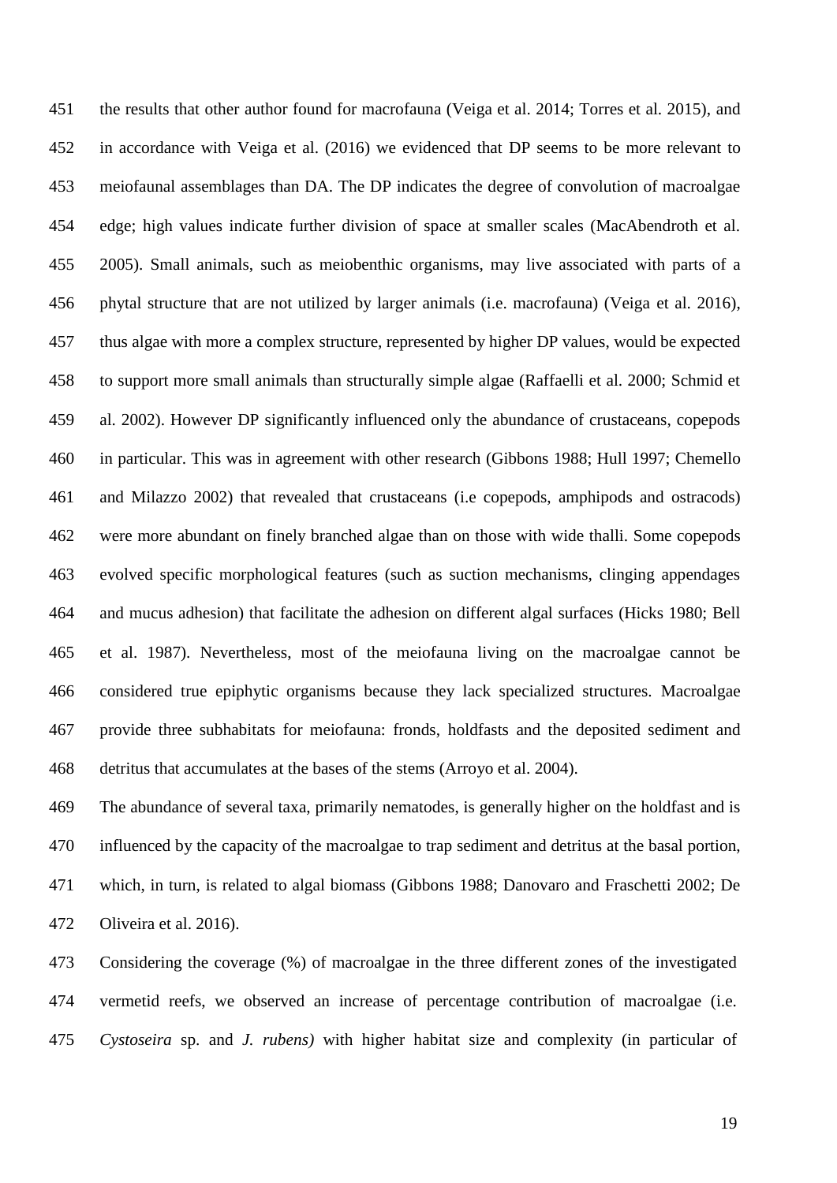the results that other author found for macrofauna (Veiga et al. 2014; Torres et al. 2015), and in accordance with Veiga et al. (2016) we evidenced that DP seems to be more relevant to meiofaunal assemblages than DA. The DP indicates the degree of convolution of macroalgae edge; high values indicate further division of space at smaller scales (MacAbendroth et al. 2005). Small animals, such as meiobenthic organisms, may live associated with parts of a phytal structure that are not utilized by larger animals (i.e. macrofauna) (Veiga et al. 2016), thus algae with more a complex structure, represented by higher DP values, would be expected to support more small animals than structurally simple algae (Raffaelli et al. 2000; Schmid et al. 2002). However DP significantly influenced only the abundance of crustaceans, copepods in particular. This was in agreement with other research (Gibbons 1988; Hull 1997; Chemello and Milazzo 2002) that revealed that crustaceans (i.e copepods, amphipods and ostracods) were more abundant on finely branched algae than on those with wide thalli. Some copepods evolved specific morphological features (such as suction mechanisms, clinging appendages and mucus adhesion) that facilitate the adhesion on different algal surfaces (Hicks 1980; Bell et al. 1987). Nevertheless, most of the meiofauna living on the macroalgae cannot be considered true epiphytic organisms because they lack specialized structures. Macroalgae provide three subhabitats for meiofauna: fronds, holdfasts and the deposited sediment and detritus that accumulates at the bases of the stems (Arroyo et al. 2004).

The abundance of several taxa, primarily nematodes, is generally higher on the holdfast and is influenced by the capacity of the macroalgae to trap sediment and detritus at the basal portion, which, in turn, is related to algal biomass (Gibbons 1988; Danovaro and Fraschetti 2002; De Oliveira et al. 2016).

Considering the coverage (%) of macroalgae in the three different zones of the investigated vermetid reefs, we observed an increase of percentage contribution of macroalgae (i.e. *Cystoseira* sp. and *J. rubens)* with higher habitat size and complexity (in particular of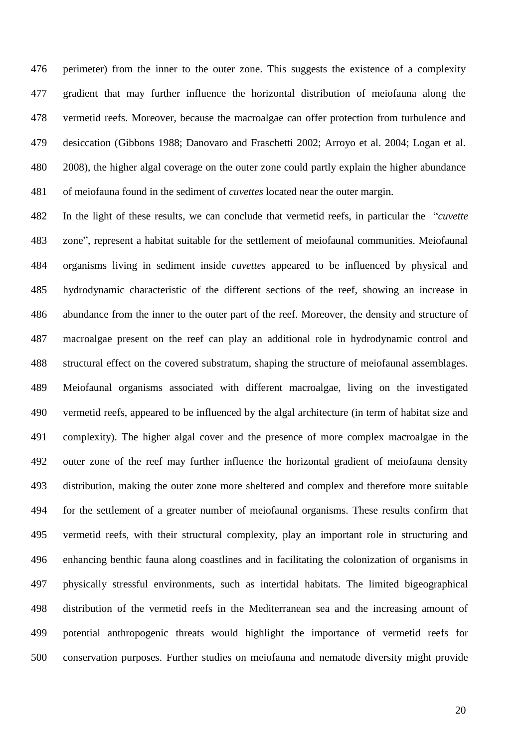perimeter) from the inner to the outer zone. This suggests the existence of a complexity gradient that may further influence the horizontal distribution of meiofauna along the vermetid reefs. Moreover, because the macroalgae can offer protection from turbulence and desiccation (Gibbons 1988; Danovaro and Fraschetti 2002; Arroyo et al. 2004; Logan et al. 2008), the higher algal coverage on the outer zone could partly explain the higher abundance of meiofauna found in the sediment of *cuvettes* located near the outer margin.

In the light of these results, we can conclude that vermetid reefs, in particular the "*cuvette* zone", represent a habitat suitable for the settlement of meiofaunal communities. Meiofaunal organisms living in sediment inside *cuvettes* appeared to be influenced by physical and hydrodynamic characteristic of the different sections of the reef, showing an increase in abundance from the inner to the outer part of the reef. Moreover, the density and structure of macroalgae present on the reef can play an additional role in hydrodynamic control and structural effect on the covered substratum, shaping the structure of meiofaunal assemblages. Meiofaunal organisms associated with different macroalgae, living on the investigated vermetid reefs, appeared to be influenced by the algal architecture (in term of habitat size and complexity). The higher algal cover and the presence of more complex macroalgae in the outer zone of the reef may further influence the horizontal gradient of meiofauna density distribution, making the outer zone more sheltered and complex and therefore more suitable for the settlement of a greater number of meiofaunal organisms. These results confirm that vermetid reefs, with their structural complexity, play an important role in structuring and enhancing benthic fauna along coastlines and in facilitating the colonization of organisms in physically stressful environments, such as intertidal habitats. The limited bigeographical distribution of the vermetid reefs in the Mediterranean sea and the increasing amount of potential anthropogenic threats would highlight the importance of vermetid reefs for conservation purposes. Further studies on meiofauna and nematode diversity might provide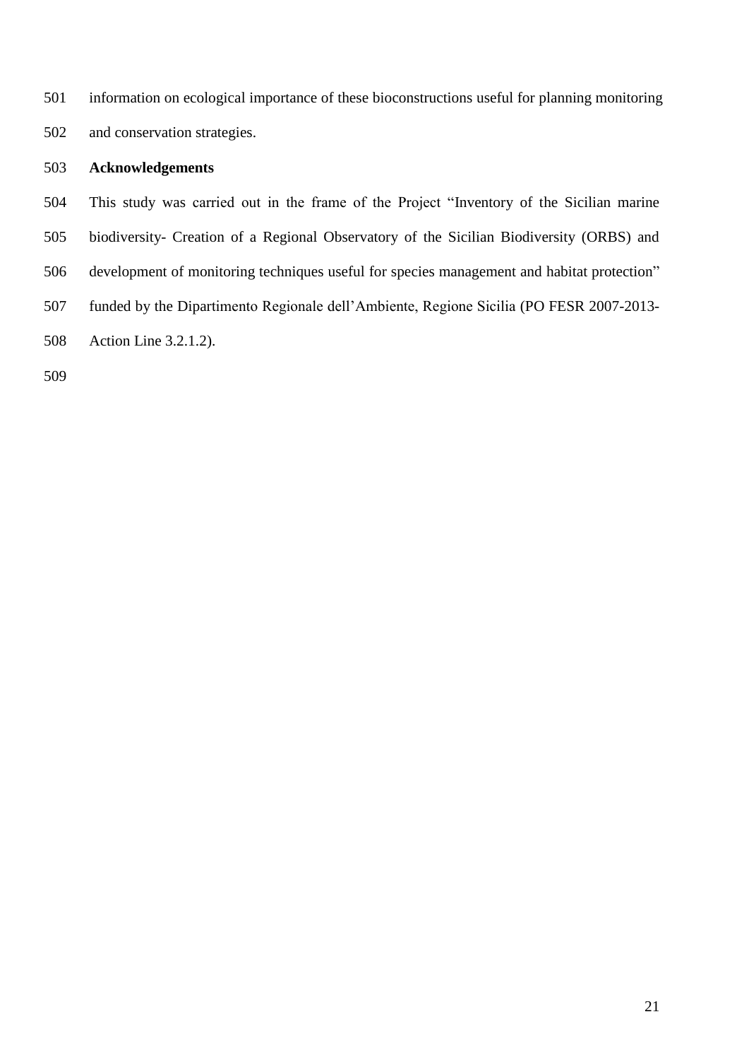information on ecological importance of these bioconstructions useful for planning monitoring and conservation strategies.

## Acknowledgements

This study was carried out in the frame of the Project "Inventory of the Sicilian marine biodiversity- Creation of a Regional Observatory of the Sicilian Biodiversity (ORBS) and development of monitoring techniques useful for species management and habitat protection" funded by the Dipartimento Regionale dell'Ambiente, Regione Sicilia (PO FESR 2007-2013-Action Line 3.2.1.2).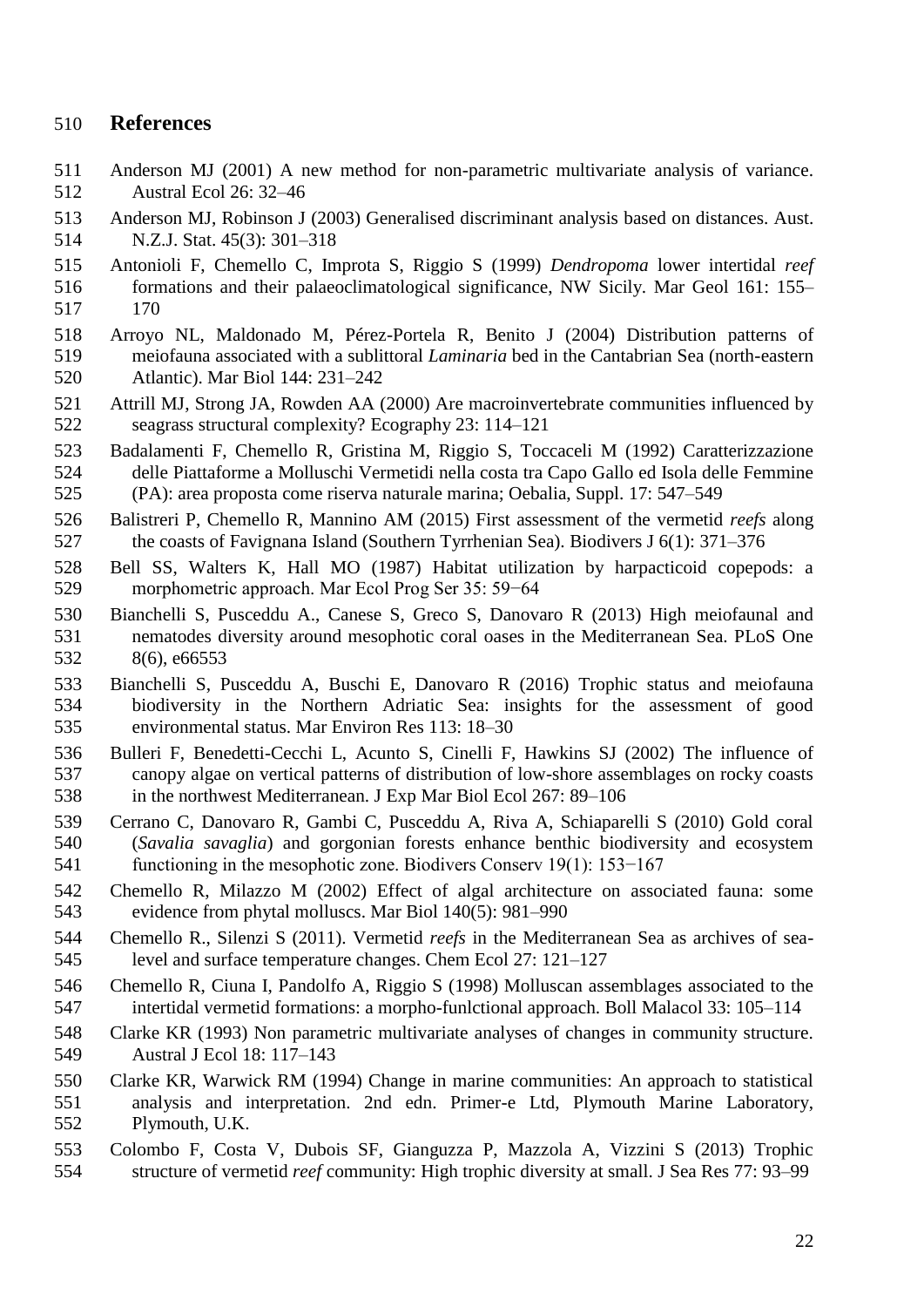## References

Anderson MJ (2001) A new method for non-parametric multivariate analysis of variance. Austral Ecol 26: 32–46

Anderson MJ, Robinson J (2003) Generalised discriminant analysis based on distances. Aust. N.Z.J. Stat. 45(3): 301–318

Antonioli F, Chemello C, Improta S, Riggio S (1999) *Dendropoma* lower intertidal *reef* formations and their palaeoclimatological significance, NW Sicily. Mar Geol 161: 155–170

Arroyo NL, Maldonado M, Pérez-Portela R, Benito J (2004) Distribution patterns of meiofauna associated with a sublittoral *Laminaria* bed in the Cantabrian Sea (north-eastern Atlantic). Mar Biol 144: 231–242

Attrill MJ, Strong JA, Rowden AA (2000) Are macroinvertebrate communities influenced by seagrass structural complexity? Ecography 23: 114–121

Badalamenti F, Chemello R, Gristina M, Riggio S, Toccaceli M (1992) Caratterizzazione delle Piattaforme a Molluschi Vermetidi nella costa tra Capo Gallo ed Isola delle Femmine (PA): area proposta come riserva naturale marina; Oebalia, Suppl. 17: 547–549

Balistreri P, Chemello R, Mannino AM (2015) First assessment of the vermetid *reefs* along the coasts of Favignana Island (Southern Tyrrhenian Sea). Biodivers J 6(1): 371–376

Bell SS, Walters K, Hall MO (1987) Habitat utilization by harpacticoid copepods: a morphometric approach. Mar Ecol Prog Ser 35: 59−64

Bianchelli S, Pusceddu A., Canese S, Greco S, Danovaro R (2013) High meiofaunal and nematodes diversity around mesophotic coral oases in the Mediterranean Sea. PLoS One 8(6), e66553

Bianchelli S, Pusceddu A, Buschi E, Danovaro R (2016) Trophic status and meiofauna biodiversity in the Northern Adriatic Sea: insights for the assessment of good environmental status. Mar Environ Res 113: 18–30

Bulleri F, Benedetti-Cecchi L, Acunto S, Cinelli F, Hawkins SJ (2002) The influence of canopy algae on vertical patterns of distribution of low-shore assemblages on rocky coasts in the northwest Mediterranean. J Exp Mar Biol Ecol 267: 89–106

Cerrano C, Danovaro R, Gambi C, Pusceddu A, Riva A, Schiaparelli S (2010) Gold coral (*Savalia savaglia*) and gorgonian forests enhance benthic biodiversity and ecosystem functioning in the mesophotic zone. Biodivers Conserv 19(1): 153−167

Chemello R, Milazzo M (2002) Effect of algal architecture on associated fauna: some evidence from phytal molluscs. Mar Biol 140(5): 981–990

Chemello R., Silenzi S (2011). Vermetid *reefs* in the Mediterranean Sea as archives of sea-level and surface temperature changes. Chem Ecol 27: 121–127

Chemello R, Ciuna I, Pandolfo A, Riggio S (1998) Molluscan assemblages associated to the intertidal vermetid formations: a morpho-funlctional approach. Boll Malacol 33: 105–114

Clarke KR (1993) Non parametric multivariate analyses of changes in community structure. Austral J Ecol 18: 117–143

Clarke KR, Warwick RM (1994) Change in marine communities: An approach to statistical analysis and interpretation. 2nd edn. Primer-e Ltd, Plymouth Marine Laboratory, Plymouth, U.K.

Colombo F, Costa V, Dubois SF, Gianguzza P, Mazzola A, Vizzini S (2013) Trophic structure of vermetid *reef* community: High trophic diversity at small. J Sea Res 77: 93–99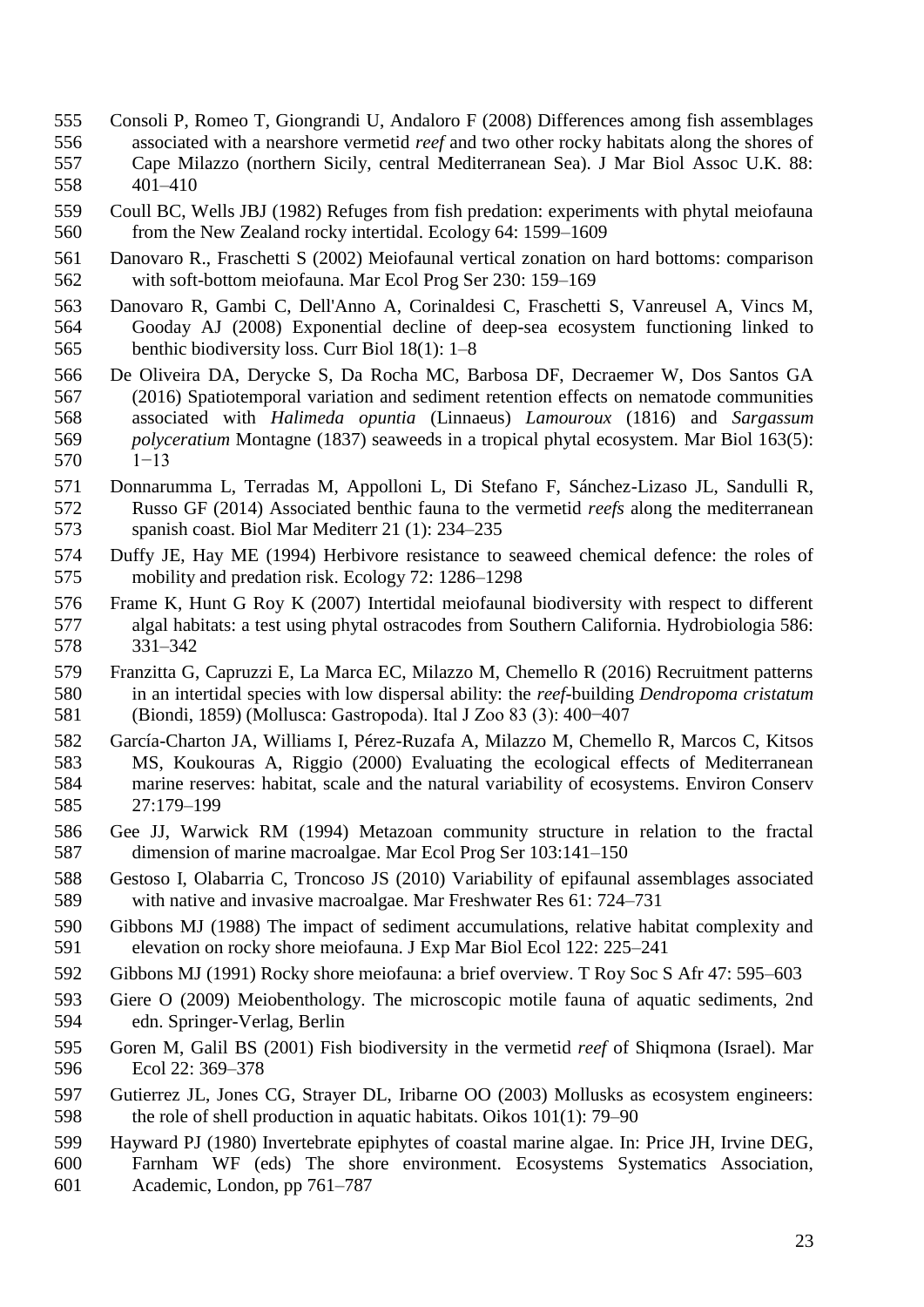Consoli P, Romeo T, Giongrandi U, Andaloro F (2008) Differences among fish assemblages associated with a nearshore vermetid *reef* and two other rocky habitats along the shores of Cape Milazzo (northern Sicily, central Mediterranean Sea). J Mar Biol Assoc U.K. 88: 401–410

Coull BC, Wells JBJ (1982) Refuges from fish predation: experiments with phytal meiofauna from the New Zealand rocky intertidal. Ecology 64: 1599–1609

Danovaro R., Fraschetti S (2002) Meiofaunal vertical zonation on hard bottoms: comparison with soft-bottom meiofauna. Mar Ecol Prog Ser 230: 159–169

Danovaro R, Gambi C, Dell'Anno A, Corinaldesi C, Fraschetti S, Vanreusel A, Vincs M, Gooday AJ (2008) Exponential decline of deep-sea ecosystem functioning linked to benthic biodiversity loss. Curr Biol 18(1): 1–8

De Oliveira DA, Derycke S, Da Rocha MC, Barbosa DF, Decraemer W, Dos Santos GA (2016) Spatiotemporal variation and sediment retention effects on nematode communities associated with *Halimeda opuntia* (Linnaeus) *Lamouroux* (1816) and *Sargassum polyceratium* Montagne (1837) seaweeds in a tropical phytal ecosystem. Mar Biol 163(5): 1−13

Donnarumma L, Terradas M, Appolloni L, Di Stefano F, Sánchez-Lizaso JL, Sandulli R, Russo GF (2014) Associated benthic fauna to the vermetid *reefs* along the mediterranean spanish coast. Biol Mar Mediterr 21 (1): 234–235

Duffy JE, Hay ME (1994) Herbivore resistance to seaweed chemical defence: the roles of mobility and predation risk. Ecology 72: 1286–1298

Frame K, Hunt G Roy K (2007) Intertidal meiofaunal biodiversity with respect to different algal habitats: a test using phytal ostracodes from Southern California. Hydrobiologia 586: 331–342

Franzitta G, Capruzzi E, La Marca EC, Milazzo M, Chemello R (2016) Recruitment patterns in an intertidal species with low dispersal ability: the *reef*-building *Dendropoma cristatum* (Biondi, 1859) (Mollusca: Gastropoda). Ital J Zoo 83 (3): 400−407

García-Charton JA, Williams I, Pérez-Ruzafa A, Milazzo M, Chemello R, Marcos C, Kitsos MS, Koukouras A, Riggio (2000) Evaluating the ecological effects of Mediterranean marine reserves: habitat, scale and the natural variability of ecosystems. Environ Conserv 27:179–199

Gee JJ, Warwick RM (1994) Metazoan community structure in relation to the fractal dimension of marine macroalgae. Mar Ecol Prog Ser 103:141–150

Gestoso I, Olabarria C, Troncoso JS (2010) Variability of epifaunal assemblages associated with native and invasive macroalgae. Mar Freshwater Res 61: 724–731

Gibbons MJ (1988) The impact of sediment accumulations, relative habitat complexity and elevation on rocky shore meiofauna. J Exp Mar Biol Ecol 122: 225–241

Gibbons MJ (1991) Rocky shore meiofauna: a brief overview. T Roy Soc S Afr 47: 595–603

Giere O (2009) Meiobenthology. The microscopic motile fauna of aquatic sediments, 2nd edn. Springer-Verlag, Berlin

Goren M, Galil BS (2001) Fish biodiversity in the vermetid *reef* of Shiqmona (Israel). Mar Ecol 22: 369–378

Gutierrez JL, Jones CG, Strayer DL, Iribarne OO (2003) Mollusks as ecosystem engineers: the role of shell production in aquatic habitats. Oikos 101(1): 79–90

Hayward PJ (1980) Invertebrate epiphytes of coastal marine algae. In: Price JH, Irvine DEG, Farnham WF (eds) The shore environment. Ecosystems Systematics Association, Academic, London, pp 761–787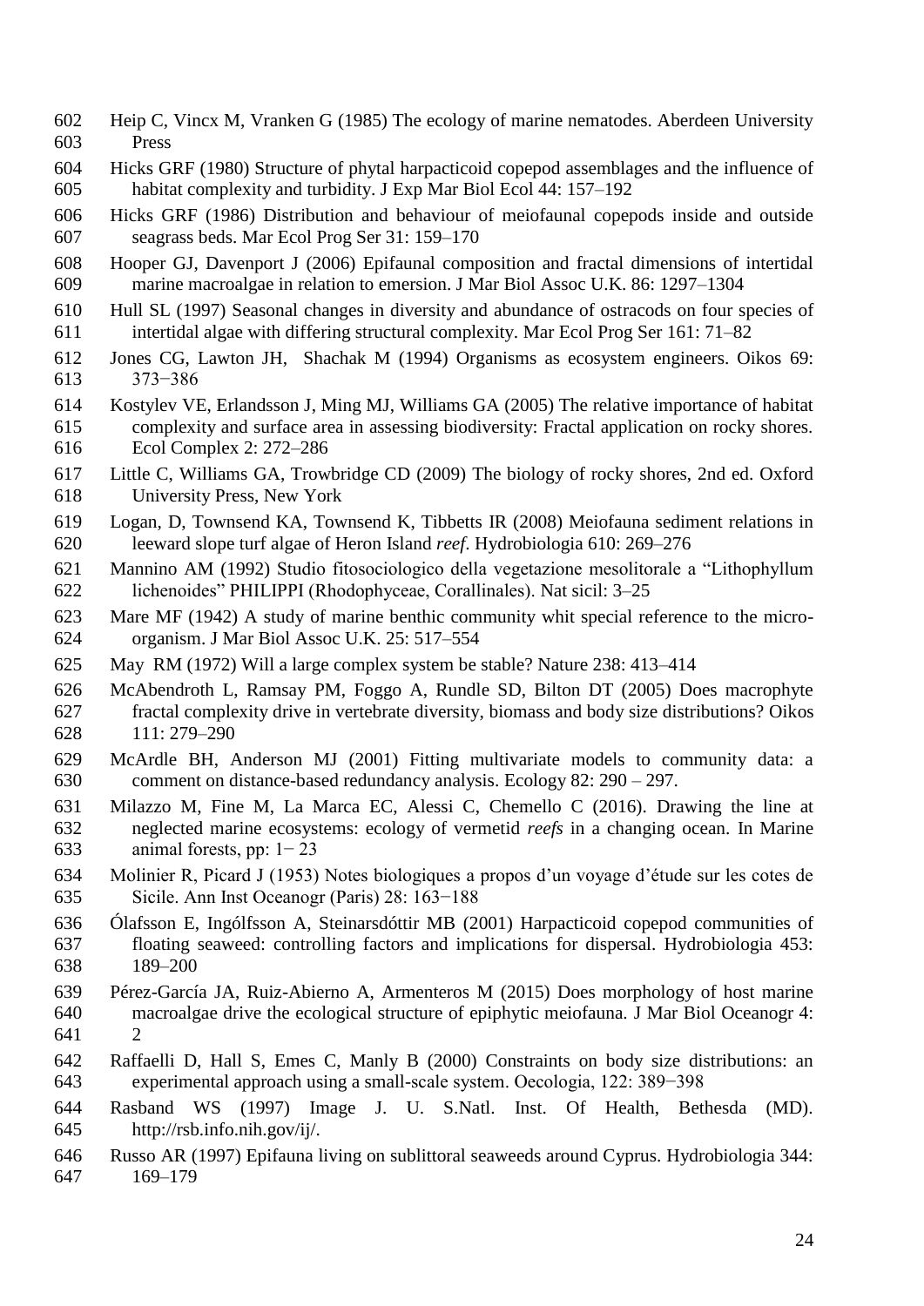Heip C, Vincx M, Vranken G (1985) The ecology of marine nematodes. Aberdeen University Press

Hicks GRF (1980) Structure of phytal harpacticoid copepod assemblages and the influence of habitat complexity and turbidity. J Exp Mar Biol Ecol 44: 157–192

Hicks GRF (1986) Distribution and behaviour of meiofaunal copepods inside and outside seagrass beds. Mar Ecol Prog Ser 31: 159–170

Hooper GJ, Davenport J (2006) Epifaunal composition and fractal dimensions of intertidal marine macroalgae in relation to emersion. J Mar Biol Assoc U.K. 86: 1297–1304

Hull SL (1997) Seasonal changes in diversity and abundance of ostracods on four species of intertidal algae with differing structural complexity. Mar Ecol Prog Ser 161: 71–82

Jones CG, Lawton JH, Shachak M (1994) Organisms as ecosystem engineers. Oikos 69: 373−386

Kostylev VE, Erlandsson J, Ming MJ, Williams GA (2005) The relative importance of habitat complexity and surface area in assessing biodiversity: Fractal application on rocky shores. Ecol Complex 2: 272–286

Little C, Williams GA, Trowbridge CD (2009) The biology of rocky shores, 2nd ed. Oxford University Press, New York

Logan, D, Townsend KA, Townsend K, Tibbetts IR (2008) Meiofauna sediment relations in leeward slope turf algae of Heron Island *reef*. Hydrobiologia 610: 269–276

Mannino AM (1992) Studio fitosociologico della vegetazione mesolitorale a "Lithophyllum lichenoides" PHILIPPI (Rhodophyceae, Corallinales). Nat sicil: 3–25

Mare MF (1942) A study of marine benthic community whit special reference to the micro-organism. J Mar Biol Assoc U.K. 25: 517–554

May RM (1972) Will a large complex system be stable? Nature 238: 413–414

McAbendroth L, Ramsay PM, Foggo A, Rundle SD, Bilton DT (2005) Does macrophyte fractal complexity drive in vertebrate diversity, biomass and body size distributions? Oikos 111: 279–290

McArdle BH, Anderson MJ (2001) Fitting multivariate models to community data: a comment on distance-based redundancy analysis. Ecology 82: 290 – 297.

Milazzo M, Fine M, La Marca EC, Alessi C, Chemello C (2016). Drawing the line at neglected marine ecosystems: ecology of vermetid *reefs* in a changing ocean. In Marine animal forests, pp: 1− 23

Molinier R, Picard J (1953) Notes biologiques a propos d'un voyage d'étude sur les cotes de Sicile. Ann Inst Oceanogr (Paris) 28: 163−188

Ólafsson E, Ingólfsson A, Steinarsdóttir MB (2001) Harpacticoid copepod communities of floating seaweed: controlling factors and implications for dispersal. Hydrobiologia 453: 189–200

Pérez-García JA, Ruiz-Abierno A, Armenteros M (2015) Does morphology of host marine macroalgae drive the ecological structure of epiphytic meiofauna. J Mar Biol Oceanogr 4: 2

Raffaelli D, Hall S, Emes C, Manly B (2000) Constraints on body size distributions: an experimental approach using a small-scale system. Oecologia, 122: 389−398

Rasband WS (1997) Image J. U. S.Natl. Inst. Of Health, Bethesda (MD). http://rsb.info.nih.gov/ij/.

Russo AR (1997) Epifauna living on sublittoral seaweeds around Cyprus. Hydrobiologia 344: 169–179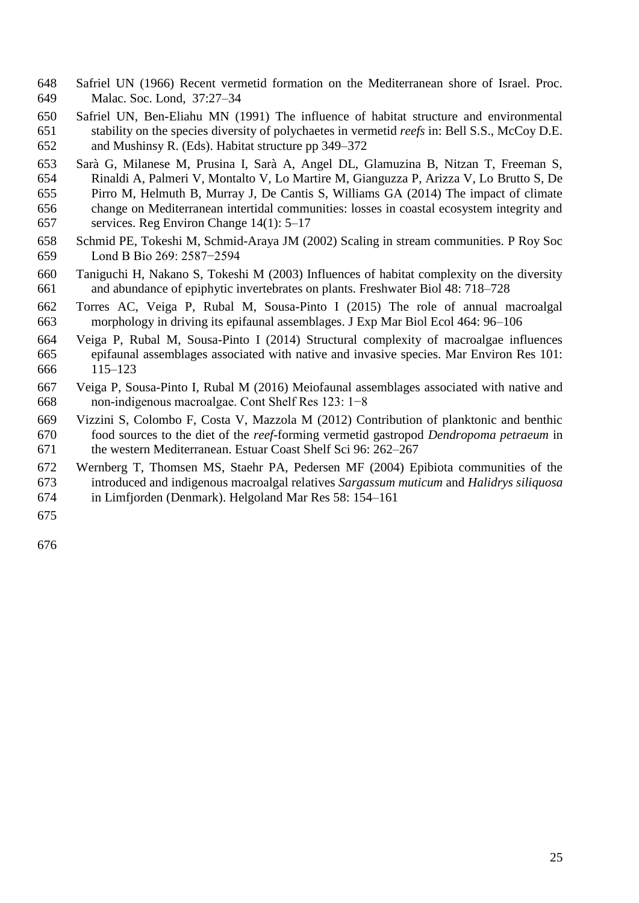Safriel UN (1966) Recent vermetid formation on the Mediterranean shore of Israel. Proc. Malac. Soc. Lond, 37:27–34

Safriel UN, Ben-Eliahu MN (1991) The influence of habitat structure and environmental stability on the species diversity of polychaetes in vermetid *reefs* in: Bell S.S., McCoy D.E. and Mushinsy R. (Eds). Habitat structure pp 349–372

Sarà G, Milanese M, Prusina I, Sarà A, Angel DL, Glamuzina B, Nitzan T, Freeman S, Rinaldi A, Palmeri V, Montalto V, Lo Martire M, Gianguzza P, Arizza V, Lo Brutto S, De Pirro M, Helmuth B, Murray J, De Cantis S, Williams GA (2014) The impact of climate change on Mediterranean intertidal communities: losses in coastal ecosystem integrity and services. Reg Environ Change 14(1): 5–17

Schmid PE, Tokeshi M, Schmid-Araya JM (2002) Scaling in stream communities. P Roy Soc Lond B Bio 269: 2587−2594

Taniguchi H, Nakano S, Tokeshi M (2003) Influences of habitat complexity on the diversity and abundance of epiphytic invertebrates on plants. Freshwater Biol 48: 718–728

Torres AC, Veiga P, Rubal M, Sousa-Pinto I (2015) The role of annual macroalgal morphology in driving its epifaunal assemblages. J Exp Mar Biol Ecol 464: 96–106

Veiga P, Rubal M, Sousa-Pinto I (2014) Structural complexity of macroalgae influences epifaunal assemblages associated with native and invasive species. Mar Environ Res 101: 115–123

Veiga P, Sousa-Pinto I, Rubal M (2016) Meiofaunal assemblages associated with native and non-indigenous macroalgae. Cont Shelf Res 123: 1−8

Vizzini S, Colombo F, Costa V, Mazzola M (2012) Contribution of planktonic and benthic food sources to the diet of the *reef*-forming vermetid gastropod *Dendropoma petraeum* in the western Mediterranean. Estuar Coast Shelf Sci 96: 262–267

Wernberg T, Thomsen MS, Staehr PA, Pedersen MF (2004) Epibiota communities of the introduced and indigenous macroalgal relatives *Sargassum muticum* and *Halidrys siliquosa* in Limfjorden (Denmark). Helgoland Mar Res 58: 154–161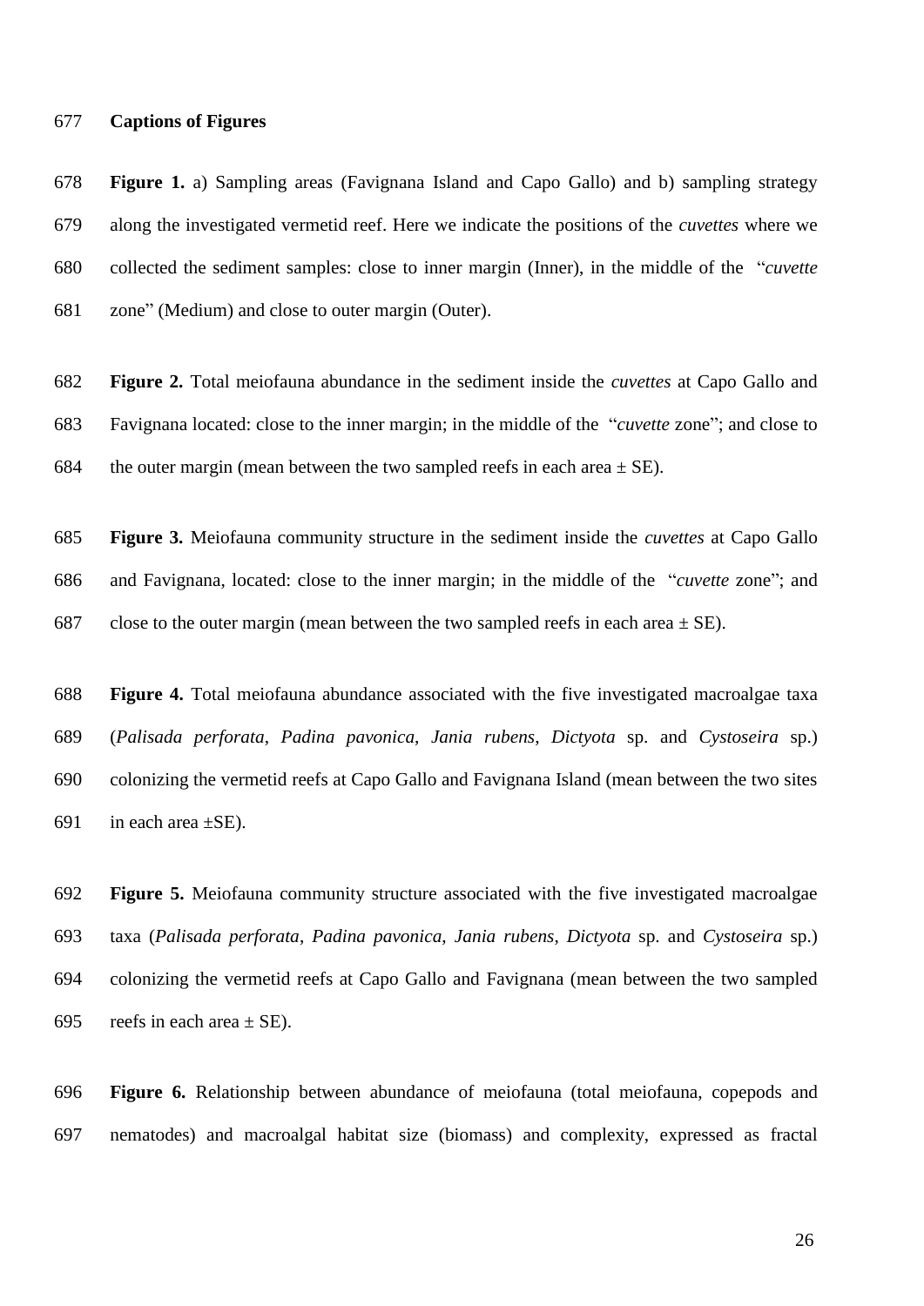**Captions of Figures**

**Figure 1.** a) Sampling areas (Favignana Island and Capo Gallo) and b) sampling strategy along the investigated vermetid reef. Here we indicate the positions of the *cuvettes* where we collected the sediment samples: close to inner margin (Inner), in the middle of the "*cuvette* zone" (Medium) and close to outer margin (Outer).

**Figure 2.** Total meiofauna abundance in the sediment inside the *cuvettes* at Capo Gallo and Favignana located: close to the inner margin; in the middle of the "*cuvette* zone"; and close to the outer margin (mean between the two sampled reefs in each area ± SE).

**Figure 3.** Meiofauna community structure in the sediment inside the *cuvettes* at Capo Gallo and Favignana, located: close to the inner margin; in the middle of the "*cuvette* zone"; and close to the outer margin (mean between the two sampled reefs in each area ± SE).

**Figure 4.** Total meiofauna abundance associated with the five investigated macroalgae taxa (*Palisada perforata*, *Padina pavonica*, *Jania rubens*, *Dictyota* sp. and *Cystoseira* sp.) colonizing the vermetid reefs at Capo Gallo and Favignana Island (mean between the two sites in each area ±SE).

**Figure 5.** Meiofauna community structure associated with the five investigated macroalgae taxa (*Palisada perforata*, *Padina pavonica*, *Jania rubens*, *Dictyota* sp. and *Cystoseira* sp.) colonizing the vermetid reefs at Capo Gallo and Favignana (mean between the two sampled reefs in each area ± SE).

**Figure 6.** Relationship between abundance of meiofauna (total meiofauna, copepods and nematodes) and macroalgal habitat size (biomass) and complexity, expressed as fractal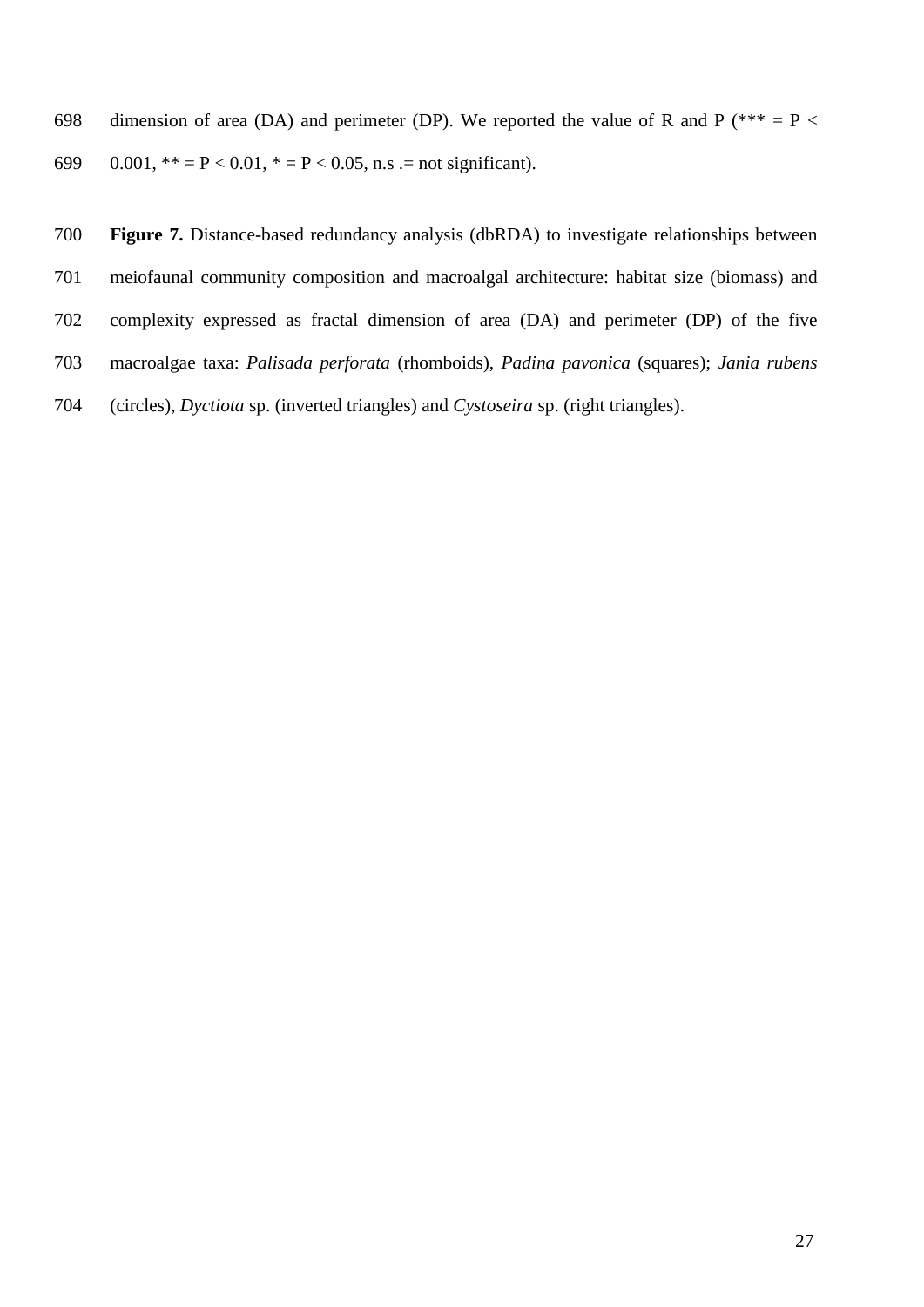dimension of area (DA) and perimeter (DP). We reported the value of R and P (*** = P < 0.001, ** = P < 0.01, * = P < 0.05, n.s .= not significant).

**Figure 7.** Distance-based redundancy analysis (dbRDA) to investigate relationships between meiofaunal community composition and macroalgal architecture: habitat size (biomass) and complexity expressed as fractal dimension of area (DA) and perimeter (DP) of the five macroalgae taxa: *Palisada perforata* (rhomboids), *Padina pavonica* (squares); *Jania rubens* (circles), *Dyctiota* sp. (inverted triangles) and *Cystoseira* sp. (right triangles).